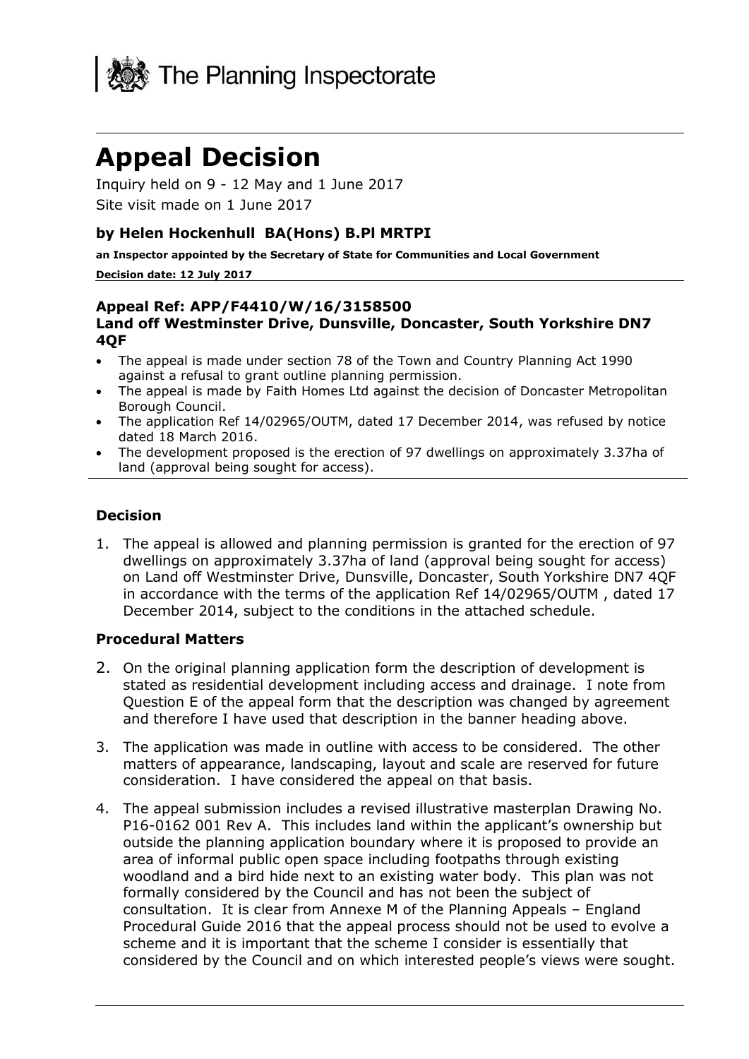The Planning Inspectorate

# Appeal Decision

Inquiry held on 9 - 12 May and 1 June 2017

Site visit made on 1 June 2017

### by Helen Hockenhull BA(Hons) B.Pl MRTPI

**an Inspector appointed by the Secretary of State for Communities and Local Government**

**Decision date: 12 July 2017**

**Appeal Ref: APP/F4410/W/16/3158500**
**Land off Westminster Drive, Dunsville, Doncaster, South Yorkshire DN7 4QF**

- The appeal is made under section 78 of the Town and Country Planning Act 1990 against a refusal to grant outline planning permission.
- The appeal is made by Faith Homes Ltd against the decision of Doncaster Metropolitan Borough Council.
- The application Ref 14/02965/OUTM, dated 17 December 2014, was refused by notice dated 18 March 2016.
- The development proposed is the erection of 97 dwellings on approximately 3.37ha of land (approval being sought for access).

## Decision

1. The appeal is allowed and planning permission is granted for the erection of 97 dwellings on approximately 3.37ha of land (approval being sought for access) on Land off Westminster Drive, Dunsville, Doncaster, South Yorkshire DN7 4QF in accordance with the terms of the application Ref 14/02965/OUTM , dated 17 December 2014, subject to the conditions in the attached schedule.

## Procedural Matters

2. On the original planning application form the description of development is stated as residential development including access and drainage. I note from Question E of the appeal form that the description was changed by agreement and therefore I have used that description in the banner heading above.

3. The application was made in outline with access to be considered. The other matters of appearance, landscaping, layout and scale are reserved for future consideration. I have considered the appeal on that basis.

4. The appeal submission includes a revised illustrative masterplan Drawing No. P16-0162 001 Rev A. This includes land within the applicant's ownership but outside the planning application boundary where it is proposed to provide an area of informal public open space including footpaths through existing woodland and a bird hide next to an existing water body. This plan was not formally considered by the Council and has not been the subject of consultation. It is clear from Annexe M of the Planning Appeals – England Procedural Guide 2016 that the appeal process should not be used to evolve a scheme and it is important that the scheme I consider is essentially that considered by the Council and on which interested people's views were sought.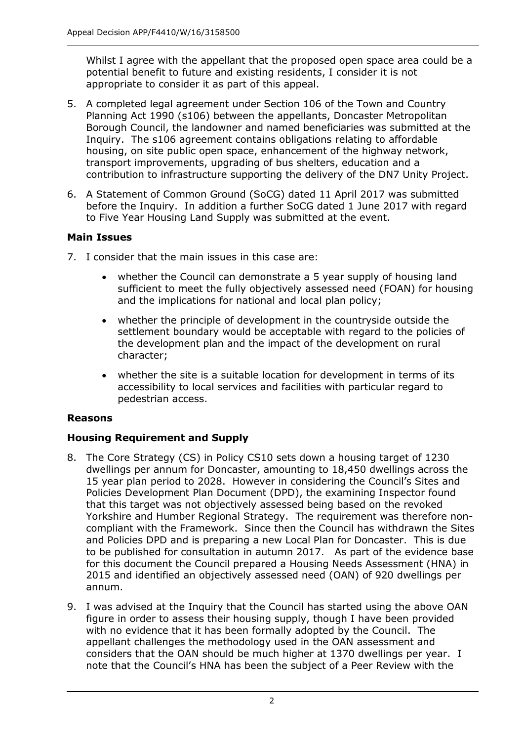Whilst I agree with the appellant that the proposed open space area could be a potential benefit to future and existing residents, I consider it is not appropriate to consider it as part of this appeal.

5. A completed legal agreement under Section 106 of the Town and Country Planning Act 1990 (s106) between the appellants, Doncaster Metropolitan Borough Council, the landowner and named beneficiaries was submitted at the Inquiry. The s106 agreement contains obligations relating to affordable housing, on site public open space, enhancement of the highway network, transport improvements, upgrading of bus shelters, education and a contribution to infrastructure supporting the delivery of the DN7 Unity Project.

6. A Statement of Common Ground (SoCG) dated 11 April 2017 was submitted before the Inquiry. In addition a further SoCG dated 1 June 2017 with regard to Five Year Housing Land Supply was submitted at the event.

**Main Issues**

7. I consider that the main issues in this case are:

   - whether the Council can demonstrate a 5 year supply of housing land sufficient to meet the fully objectively assessed need (FOAN) for housing and the implications for national and local plan policy;
   - whether the principle of development in the countryside outside the settlement boundary would be acceptable with regard to the policies of the development plan and the impact of the development on rural character;
   - whether the site is a suitable location for development in terms of its accessibility to local services and facilities with particular regard to pedestrian access.

**Reasons**

**Housing Requirement and Supply**

8. The Core Strategy (CS) in Policy CS10 sets down a housing target of 1230 dwellings per annum for Doncaster, amounting to 18,450 dwellings across the 15 year plan period to 2028. However in considering the Council's Sites and Policies Development Plan Document (DPD), the examining Inspector found that this target was not objectively assessed being based on the revoked Yorkshire and Humber Regional Strategy. The requirement was therefore non-compliant with the Framework. Since then the Council has withdrawn the Sites and Policies DPD and is preparing a new Local Plan for Doncaster. This is due to be published for consultation in autumn 2017. As part of the evidence base for this document the Council prepared a Housing Needs Assessment (HNA) in 2015 and identified an objectively assessed need (OAN) of 920 dwellings per annum.

9. I was advised at the Inquiry that the Council has started using the above OAN figure in order to assess their housing supply, though I have been provided with no evidence that it has been formally adopted by the Council. The appellant challenges the methodology used in the OAN assessment and considers that the OAN should be much higher at 1370 dwellings per year. I note that the Council's HNA has been the subject of a Peer Review with the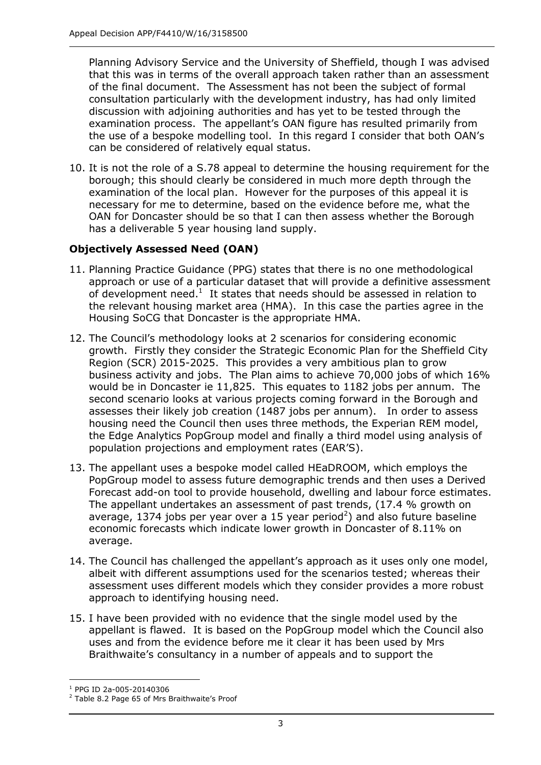Planning Advisory Service and the University of Sheffield, though I was advised that this was in terms of the overall approach taken rather than an assessment of the final document. The Assessment has not been the subject of formal consultation particularly with the development industry, has had only limited discussion with adjoining authorities and has yet to be tested through the examination process. The appellant's OAN figure has resulted primarily from the use of a bespoke modelling tool. In this regard I consider that both OAN's can be considered of relatively equal status.

10. It is not the role of a S.78 appeal to determine the housing requirement for the borough; this should clearly be considered in much more depth through the examination of the local plan. However for the purposes of this appeal it is necessary for me to determine, based on the evidence before me, what the OAN for Doncaster should be so that I can then assess whether the Borough has a deliverable 5 year housing land supply.

**Objectively Assessed Need (OAN)**

11. Planning Practice Guidance (PPG) states that there is no one methodological approach or use of a particular dataset that will provide a definitive assessment of development need.[1] It states that needs should be assessed in relation to the relevant housing market area (HMA). In this case the parties agree in the Housing SoCG that Doncaster is the appropriate HMA.

12. The Council's methodology looks at 2 scenarios for considering economic growth. Firstly they consider the Strategic Economic Plan for the Sheffield City Region (SCR) 2015-2025. This provides a very ambitious plan to grow business activity and jobs. The Plan aims to achieve 70,000 jobs of which 16% would be in Doncaster ie 11,825. This equates to 1182 jobs per annum. The second scenario looks at various projects coming forward in the Borough and assesses their likely job creation (1487 jobs per annum). In order to assess housing need the Council then uses three methods, the Experian REM model, the Edge Analytics PopGroup model and finally a third model using analysis of population projections and employment rates (EAR'S).

13. The appellant uses a bespoke model called HEaDROOM, which employs the PopGroup model to assess future demographic trends and then uses a Derived Forecast add-on tool to provide household, dwelling and labour force estimates. The appellant undertakes an assessment of past trends, (17.4 % growth on average, 1374 jobs per year over a 15 year period[2]) and also future baseline economic forecasts which indicate lower growth in Doncaster of 8.11% on average.

14. The Council has challenged the appellant's approach as it uses only one model, albeit with different assumptions used for the scenarios tested; whereas their assessment uses different models which they consider provides a more robust approach to identifying housing need.

15. I have been provided with no evidence that the single model used by the appellant is flawed. It is based on the PopGroup model which the Council also uses and from the evidence before me it clear it has been used by Mrs Braithwaite's consultancy in a number of appeals and to support the

[1] PPG ID 2a-005-20140306

[2] Table 8.2 Page 65 of Mrs Braithwaite's Proof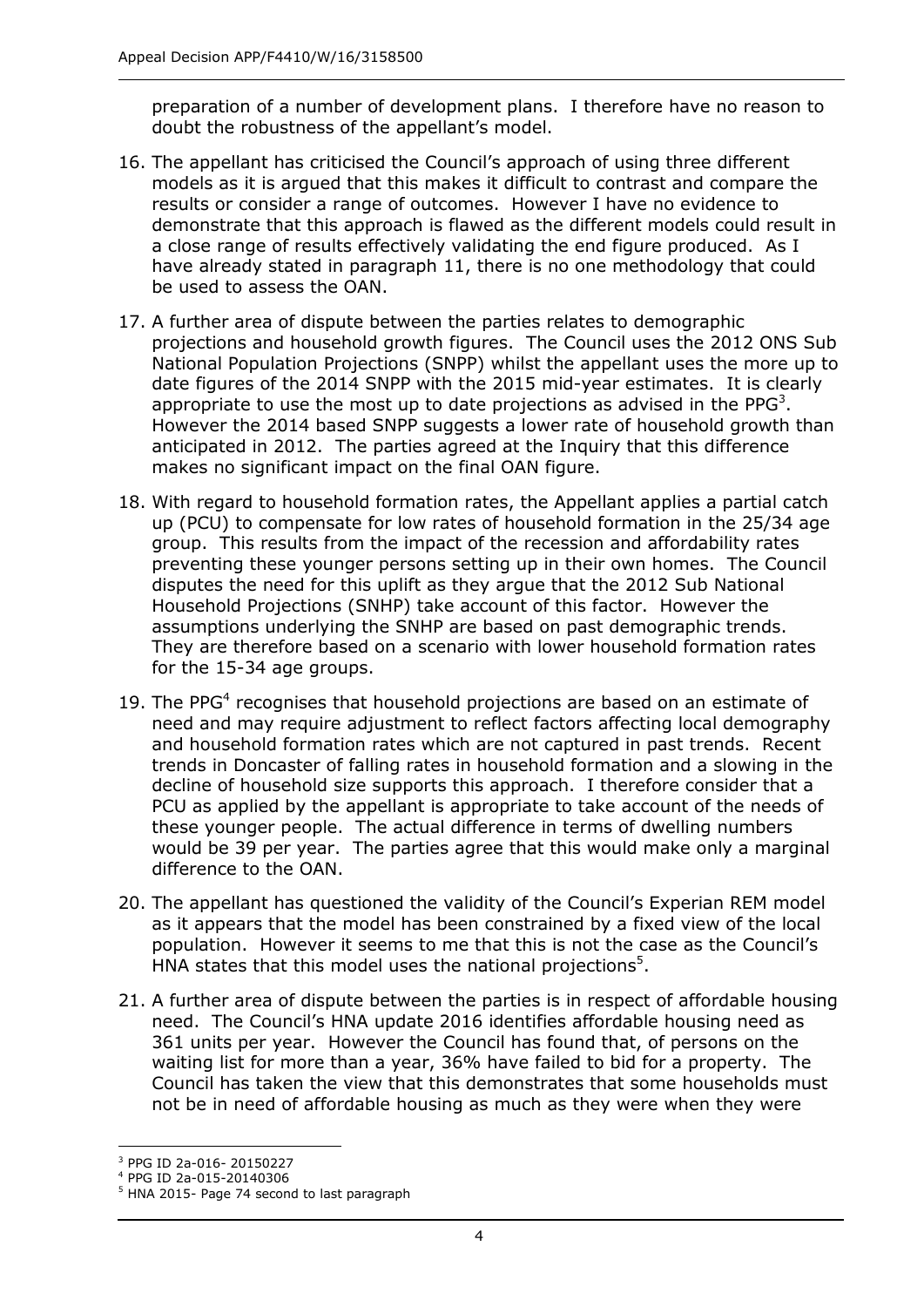preparation of a number of development plans. I therefore have no reason to doubt the robustness of the appellant's model.

16. The appellant has criticised the Council's approach of using three different models as it is argued that this makes it difficult to contrast and compare the results or consider a range of outcomes. However I have no evidence to demonstrate that this approach is flawed as the different models could result in a close range of results effectively validating the end figure produced. As I have already stated in paragraph 11, there is no one methodology that could be used to assess the OAN.

17. A further area of dispute between the parties relates to demographic projections and household growth figures. The Council uses the 2012 ONS Sub National Population Projections (SNPP) whilst the appellant uses the more up to date figures of the 2014 SNPP with the 2015 mid-year estimates. It is clearly appropriate to use the most up to date projections as advised in the PPG[3]. However the 2014 based SNPP suggests a lower rate of household growth than anticipated in 2012. The parties agreed at the Inquiry that this difference makes no significant impact on the final OAN figure.

18. With regard to household formation rates, the Appellant applies a partial catch up (PCU) to compensate for low rates of household formation in the 25/34 age group. This results from the impact of the recession and affordability rates preventing these younger persons setting up in their own homes. The Council disputes the need for this uplift as they argue that the 2012 Sub National Household Projections (SNHP) take account of this factor. However the assumptions underlying the SNHP are based on past demographic trends. They are therefore based on a scenario with lower household formation rates for the 15-34 age groups.

19. The PPG[4] recognises that household projections are based on an estimate of need and may require adjustment to reflect factors affecting local demography and household formation rates which are not captured in past trends. Recent trends in Doncaster of falling rates in household formation and a slowing in the decline of household size supports this approach. I therefore consider that a PCU as applied by the appellant is appropriate to take account of the needs of these younger people. The actual difference in terms of dwelling numbers would be 39 per year. The parties agree that this would make only a marginal difference to the OAN.

20. The appellant has questioned the validity of the Council's Experian REM model as it appears that the model has been constrained by a fixed view of the local population. However it seems to me that this is not the case as the Council's HNA states that this model uses the national projections[5].

21. A further area of dispute between the parties is in respect of affordable housing need. The Council's HNA update 2016 identifies affordable housing need as 361 units per year. However the Council has found that, of persons on the waiting list for more than a year, 36% have failed to bid for a property. The Council has taken the view that this demonstrates that some households must not be in need of affordable housing as much as they were when they were

---

[3] PPG ID 2a-016- 20150227

[4] PPG ID 2a-015-20140306

[5] HNA 2015- Page 74 second to last paragraph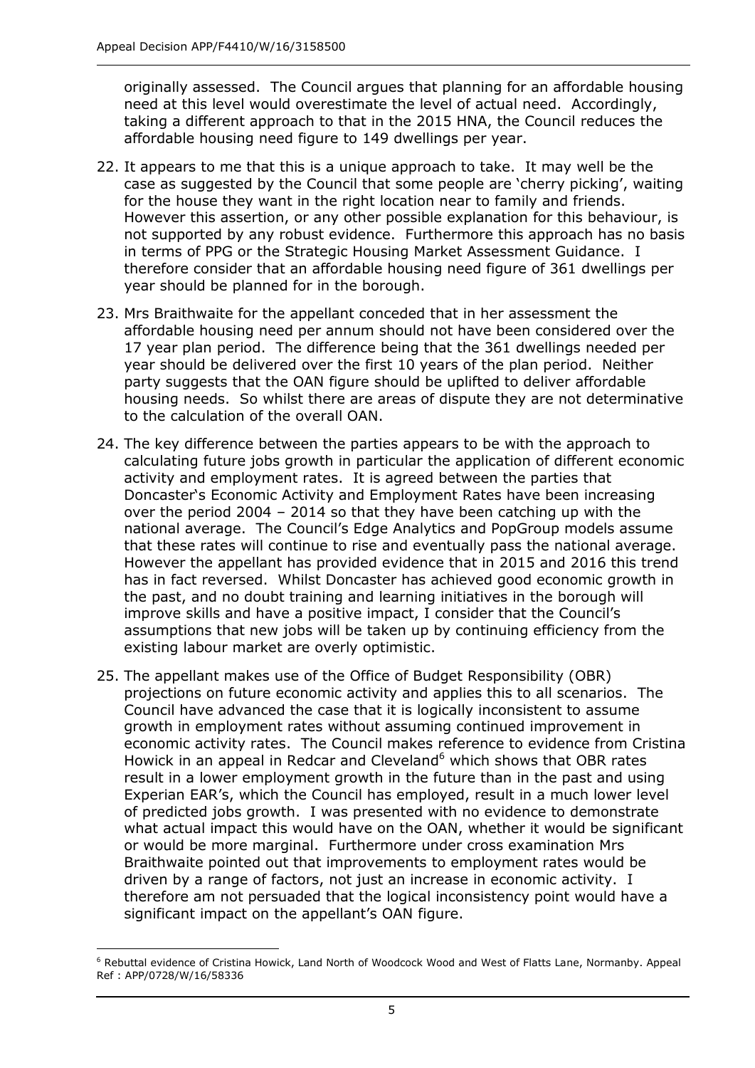originally assessed. The Council argues that planning for an affordable housing need at this level would overestimate the level of actual need. Accordingly, taking a different approach to that in the 2015 HNA, the Council reduces the affordable housing need figure to 149 dwellings per year.

22. It appears to me that this is a unique approach to take. It may well be the case as suggested by the Council that some people are 'cherry picking', waiting for the house they want in the right location near to family and friends. However this assertion, or any other possible explanation for this behaviour, is not supported by any robust evidence. Furthermore this approach has no basis in terms of PPG or the Strategic Housing Market Assessment Guidance. I therefore consider that an affordable housing need figure of 361 dwellings per year should be planned for in the borough.

23. Mrs Braithwaite for the appellant conceded that in her assessment the affordable housing need per annum should not have been considered over the 17 year plan period. The difference being that the 361 dwellings needed per year should be delivered over the first 10 years of the plan period. Neither party suggests that the OAN figure should be uplifted to deliver affordable housing needs. So whilst there are areas of dispute they are not determinative to the calculation of the overall OAN.

24. The key difference between the parties appears to be with the approach to calculating future jobs growth in particular the application of different economic activity and employment rates. It is agreed between the parties that Doncaster's Economic Activity and Employment Rates have been increasing over the period 2004 – 2014 so that they have been catching up with the national average. The Council's Edge Analytics and PopGroup models assume that these rates will continue to rise and eventually pass the national average. However the appellant has provided evidence that in 2015 and 2016 this trend has in fact reversed. Whilst Doncaster has achieved good economic growth in the past, and no doubt training and learning initiatives in the borough will improve skills and have a positive impact, I consider that the Council's assumptions that new jobs will be taken up by continuing efficiency from the existing labour market are overly optimistic.

25. The appellant makes use of the Office of Budget Responsibility (OBR) projections on future economic activity and applies this to all scenarios. The Council have advanced the case that it is logically inconsistent to assume growth in employment rates without assuming continued improvement in economic activity rates. The Council makes reference to evidence from Cristina Howick in an appeal in Redcar and Cleveland[6] which shows that OBR rates result in a lower employment growth in the future than in the past and using Experian EAR's, which the Council has employed, result in a much lower level of predicted jobs growth. I was presented with no evidence to demonstrate what actual impact this would have on the OAN, whether it would be significant or would be more marginal. Furthermore under cross examination Mrs Braithwaite pointed out that improvements to employment rates would be driven by a range of factors, not just an increase in economic activity. I therefore am not persuaded that the logical inconsistency point would have a significant impact on the appellant's OAN figure.

---

[6] Rebuttal evidence of Cristina Howick, Land North of Woodcock Wood and West of Flatts Lane, Normanby. Appeal Ref : APP/0728/W/16/58336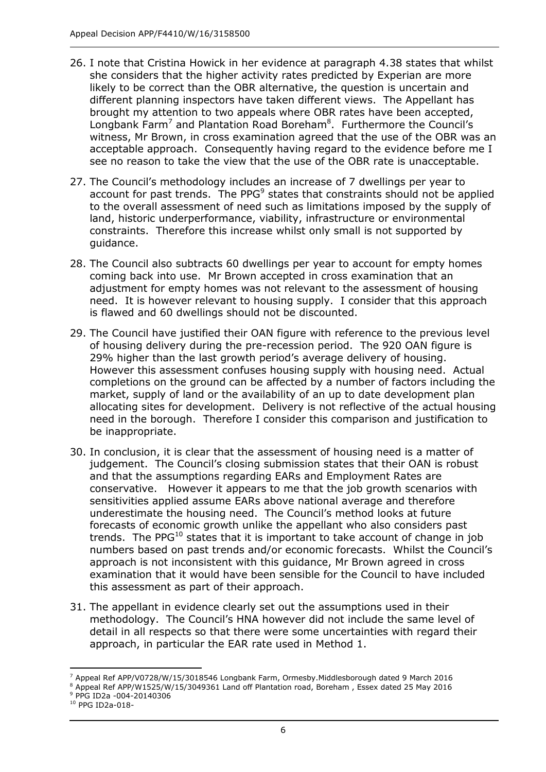26. I note that Cristina Howick in her evidence at paragraph 4.38 states that whilst she considers that the higher activity rates predicted by Experian are more likely to be correct than the OBR alternative, the question is uncertain and different planning inspectors have taken different views. The Appellant has brought my attention to two appeals where OBR rates have been accepted, Longbank Farm[7] and Plantation Road Boreham[8]. Furthermore the Council's witness, Mr Brown, in cross examination agreed that the use of the OBR was an acceptable approach. Consequently having regard to the evidence before me I see no reason to take the view that the use of the OBR rate is unacceptable.

27. The Council's methodology includes an increase of 7 dwellings per year to account for past trends. The PPG[9] states that constraints should not be applied to the overall assessment of need such as limitations imposed by the supply of land, historic underperformance, viability, infrastructure or environmental constraints. Therefore this increase whilst only small is not supported by guidance.

28. The Council also subtracts 60 dwellings per year to account for empty homes coming back into use. Mr Brown accepted in cross examination that an adjustment for empty homes was not relevant to the assessment of housing need. It is however relevant to housing supply. I consider that this approach is flawed and 60 dwellings should not be discounted.

29. The Council have justified their OAN figure with reference to the previous level of housing delivery during the pre-recession period. The 920 OAN figure is 29% higher than the last growth period's average delivery of housing. However this assessment confuses housing supply with housing need. Actual completions on the ground can be affected by a number of factors including the market, supply of land or the availability of an up to date development plan allocating sites for development. Delivery is not reflective of the actual housing need in the borough. Therefore I consider this comparison and justification to be inappropriate.

30. In conclusion, it is clear that the assessment of housing need is a matter of judgement. The Council's closing submission states that their OAN is robust and that the assumptions regarding EARs and Employment Rates are conservative. However it appears to me that the job growth scenarios with sensitivities applied assume EARs above national average and therefore underestimate the housing need. The Council's method looks at future forecasts of economic growth unlike the appellant who also considers past trends. The PPG[10] states that it is important to take account of change in job numbers based on past trends and/or economic forecasts. Whilst the Council's approach is not inconsistent with this guidance, Mr Brown agreed in cross examination that it would have been sensible for the Council to have included this assessment as part of their approach.

31. The appellant in evidence clearly set out the assumptions used in their methodology. The Council's HNA however did not include the same level of detail in all respects so that there were some uncertainties with regard their approach, in particular the EAR rate used in Method 1.

---

[7] Appeal Ref APP/V0728/W/15/3018546 Longbank Farm, Ormesby.Middlesborough dated 9 March 2016

[8] Appeal Ref APP/W1525/W/15/3049361 Land off Plantation road, Boreham , Essex dated 25 May 2016

[9] PPG ID2a -004-20140306

[10] PPG ID2a-018-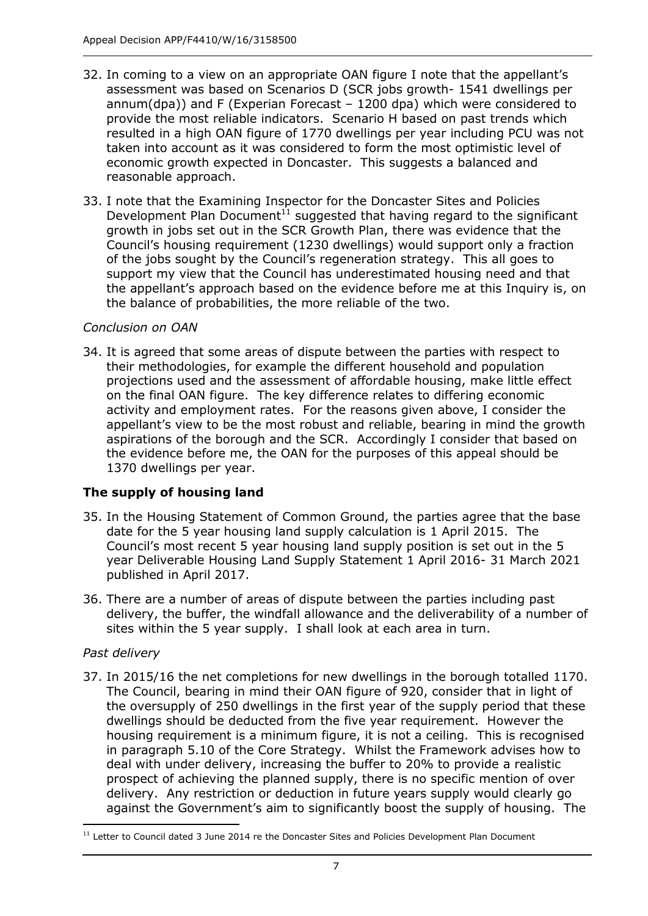32. In coming to a view on an appropriate OAN figure I note that the appellant's assessment was based on Scenarios D (SCR jobs growth- 1541 dwellings per annum(dpa)) and F (Experian Forecast – 1200 dpa) which were considered to provide the most reliable indicators. Scenario H based on past trends which resulted in a high OAN figure of 1770 dwellings per year including PCU was not taken into account as it was considered to form the most optimistic level of economic growth expected in Doncaster. This suggests a balanced and reasonable approach.

33. I note that the Examining Inspector for the Doncaster Sites and Policies Development Plan Document[11] suggested that having regard to the significant growth in jobs set out in the SCR Growth Plan, there was evidence that the Council's housing requirement (1230 dwellings) would support only a fraction of the jobs sought by the Council's regeneration strategy. This all goes to support my view that the Council has underestimated housing need and that the appellant's approach based on the evidence before me at this Inquiry is, on the balance of probabilities, the more reliable of the two.

*Conclusion on OAN*

34. It is agreed that some areas of dispute between the parties with respect to their methodologies, for example the different household and population projections used and the assessment of affordable housing, make little effect on the final OAN figure. The key difference relates to differing economic activity and employment rates. For the reasons given above, I consider the appellant's view to be the most robust and reliable, bearing in mind the growth aspirations of the borough and the SCR. Accordingly I consider that based on the evidence before me, the OAN for the purposes of this appeal should be 1370 dwellings per year.

## The supply of housing land

35. In the Housing Statement of Common Ground, the parties agree that the base date for the 5 year housing land supply calculation is 1 April 2015. The Council's most recent 5 year housing land supply position is set out in the 5 year Deliverable Housing Land Supply Statement 1 April 2016- 31 March 2021 published in April 2017.

36. There are a number of areas of dispute between the parties including past delivery, the buffer, the windfall allowance and the deliverability of a number of sites within the 5 year supply. I shall look at each area in turn.

*Past delivery*

37. In 2015/16 the net completions for new dwellings in the borough totalled 1170. The Council, bearing in mind their OAN figure of 920, consider that in light of the oversupply of 250 dwellings in the first year of the supply period that these dwellings should be deducted from the five year requirement. However the housing requirement is a minimum figure, it is not a ceiling. This is recognised in paragraph 5.10 of the Core Strategy. Whilst the Framework advises how to deal with under delivery, increasing the buffer to 20% to provide a realistic prospect of achieving the planned supply, there is no specific mention of over delivery. Any restriction or deduction in future years supply would clearly go against the Government's aim to significantly boost the supply of housing. The

[11] Letter to Council dated 3 June 2014 re the Doncaster Sites and Policies Development Plan Document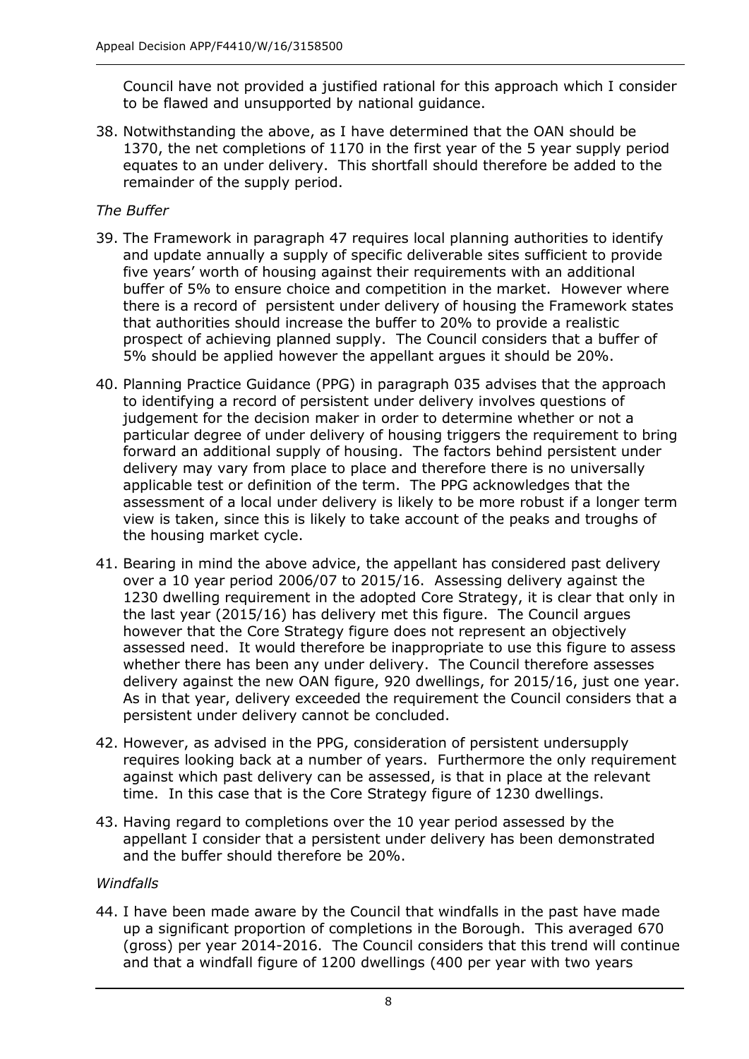Council have not provided a justified rational for this approach which I consider to be flawed and unsupported by national guidance.

38. Notwithstanding the above, as I have determined that the OAN should be 1370, the net completions of 1170 in the first year of the 5 year supply period equates to an under delivery. This shortfall should therefore be added to the remainder of the supply period.

*The Buffer*

39. The Framework in paragraph 47 requires local planning authorities to identify and update annually a supply of specific deliverable sites sufficient to provide five years' worth of housing against their requirements with an additional buffer of 5% to ensure choice and competition in the market. However where there is a record of persistent under delivery of housing the Framework states that authorities should increase the buffer to 20% to provide a realistic prospect of achieving planned supply. The Council considers that a buffer of 5% should be applied however the appellant argues it should be 20%.

40. Planning Practice Guidance (PPG) in paragraph 035 advises that the approach to identifying a record of persistent under delivery involves questions of judgement for the decision maker in order to determine whether or not a particular degree of under delivery of housing triggers the requirement to bring forward an additional supply of housing. The factors behind persistent under delivery may vary from place to place and therefore there is no universally applicable test or definition of the term. The PPG acknowledges that the assessment of a local under delivery is likely to be more robust if a longer term view is taken, since this is likely to take account of the peaks and troughs of the housing market cycle.

41. Bearing in mind the above advice, the appellant has considered past delivery over a 10 year period 2006/07 to 2015/16. Assessing delivery against the 1230 dwelling requirement in the adopted Core Strategy, it is clear that only in the last year (2015/16) has delivery met this figure. The Council argues however that the Core Strategy figure does not represent an objectively assessed need. It would therefore be inappropriate to use this figure to assess whether there has been any under delivery. The Council therefore assesses delivery against the new OAN figure, 920 dwellings, for 2015/16, just one year. As in that year, delivery exceeded the requirement the Council considers that a persistent under delivery cannot be concluded.

42. However, as advised in the PPG, consideration of persistent undersupply requires looking back at a number of years. Furthermore the only requirement against which past delivery can be assessed, is that in place at the relevant time. In this case that is the Core Strategy figure of 1230 dwellings.

43. Having regard to completions over the 10 year period assessed by the appellant I consider that a persistent under delivery has been demonstrated and the buffer should therefore be 20%.

*Windfalls*

44. I have been made aware by the Council that windfalls in the past have made up a significant proportion of completions in the Borough. This averaged 670 (gross) per year 2014-2016. The Council considers that this trend will continue and that a windfall figure of 1200 dwellings (400 per year with two years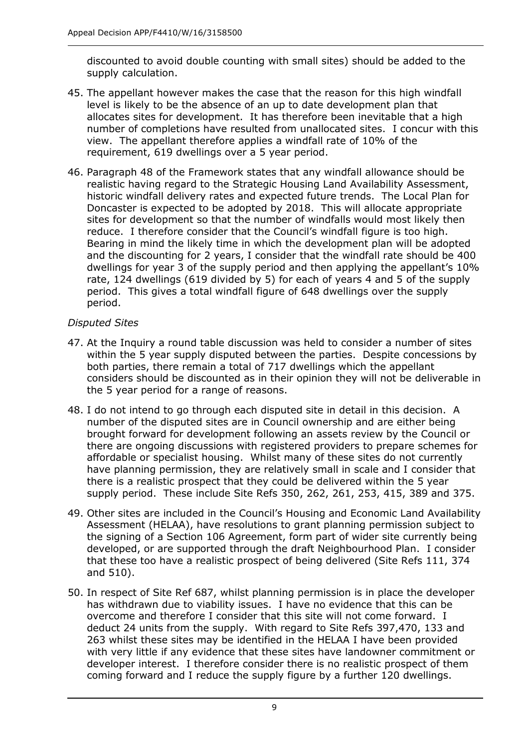discounted to avoid double counting with small sites) should be added to the supply calculation.

45. The appellant however makes the case that the reason for this high windfall level is likely to be the absence of an up to date development plan that allocates sites for development. It has therefore been inevitable that a high number of completions have resulted from unallocated sites. I concur with this view. The appellant therefore applies a windfall rate of 10% of the requirement, 619 dwellings over a 5 year period.

46. Paragraph 48 of the Framework states that any windfall allowance should be realistic having regard to the Strategic Housing Land Availability Assessment, historic windfall delivery rates and expected future trends. The Local Plan for Doncaster is expected to be adopted by 2018. This will allocate appropriate sites for development so that the number of windfalls would most likely then reduce. I therefore consider that the Council's windfall figure is too high. Bearing in mind the likely time in which the development plan will be adopted and the discounting for 2 years, I consider that the windfall rate should be 400 dwellings for year 3 of the supply period and then applying the appellant's 10% rate, 124 dwellings (619 divided by 5) for each of years 4 and 5 of the supply period. This gives a total windfall figure of 648 dwellings over the supply period.

*Disputed Sites*

47. At the Inquiry a round table discussion was held to consider a number of sites within the 5 year supply disputed between the parties. Despite concessions by both parties, there remain a total of 717 dwellings which the appellant considers should be discounted as in their opinion they will not be deliverable in the 5 year period for a range of reasons.

48. I do not intend to go through each disputed site in detail in this decision. A number of the disputed sites are in Council ownership and are either being brought forward for development following an assets review by the Council or there are ongoing discussions with registered providers to prepare schemes for affordable or specialist housing. Whilst many of these sites do not currently have planning permission, they are relatively small in scale and I consider that there is a realistic prospect that they could be delivered within the 5 year supply period. These include Site Refs 350, 262, 261, 253, 415, 389 and 375.

49. Other sites are included in the Council's Housing and Economic Land Availability Assessment (HELAA), have resolutions to grant planning permission subject to the signing of a Section 106 Agreement, form part of wider site currently being developed, or are supported through the draft Neighbourhood Plan. I consider that these too have a realistic prospect of being delivered (Site Refs 111, 374 and 510).

50. In respect of Site Ref 687, whilst planning permission is in place the developer has withdrawn due to viability issues. I have no evidence that this can be overcome and therefore I consider that this site will not come forward. I deduct 24 units from the supply. With regard to Site Refs 397,470, 133 and 263 whilst these sites may be identified in the HELAA I have been provided with very little if any evidence that these sites have landowner commitment or developer interest. I therefore consider there is no realistic prospect of them coming forward and I reduce the supply figure by a further 120 dwellings.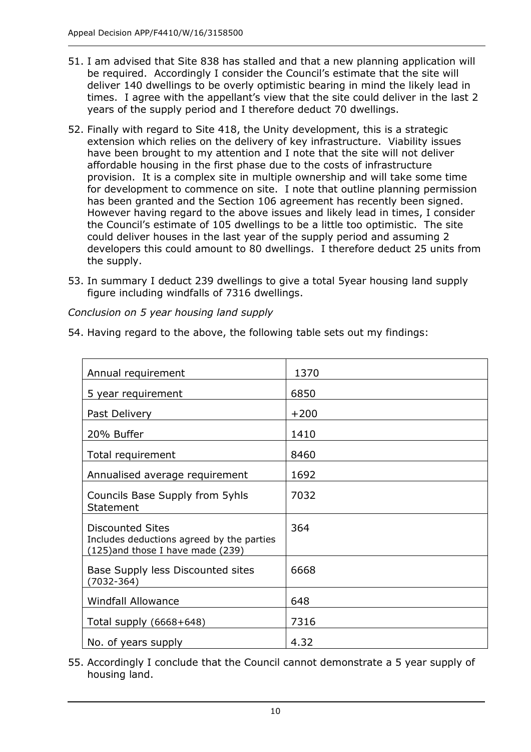51. I am advised that Site 838 has stalled and that a new planning application will be required. Accordingly I consider the Council's estimate that the site will deliver 140 dwellings to be overly optimistic bearing in mind the likely lead in times. I agree with the appellant's view that the site could deliver in the last 2 years of the supply period and I therefore deduct 70 dwellings.

52. Finally with regard to Site 418, the Unity development, this is a strategic extension which relies on the delivery of key infrastructure. Viability issues have been brought to my attention and I note that the site will not deliver affordable housing in the first phase due to the costs of infrastructure provision. It is a complex site in multiple ownership and will take some time for development to commence on site. I note that outline planning permission has been granted and the Section 106 agreement has recently been signed. However having regard to the above issues and likely lead in times, I consider the Council's estimate of 105 dwellings to be a little too optimistic. The site could deliver houses in the last year of the supply period and assuming 2 developers this could amount to 80 dwellings. I therefore deduct 25 units from the supply.

53. In summary I deduct 239 dwellings to give a total 5year housing land supply figure including windfalls of 7316 dwellings.

*Conclusion on 5 year housing land supply*

54. Having regard to the above, the following table sets out my findings:

| | |
|---|---|
| Annual requirement | 1370 |
| 5 year requirement | 6850 |
| Past Delivery | +200 |
| 20% Buffer | 1410 |
| Total requirement | 8460 |
| Annualised average requirement | 1692 |
| Councils Base Supply from 5yhls Statement | 7032 |
| Discounted Sites<br>Includes deductions agreed by the parties (125)and those I have made (239) | 364 |
| Base Supply less Discounted sites (7032-364) | 6668 |
| Windfall Allowance | 648 |
| Total supply (6668+648) | 7316 |
| No. of years supply | 4.32 |

55. Accordingly I conclude that the Council cannot demonstrate a 5 year supply of housing land.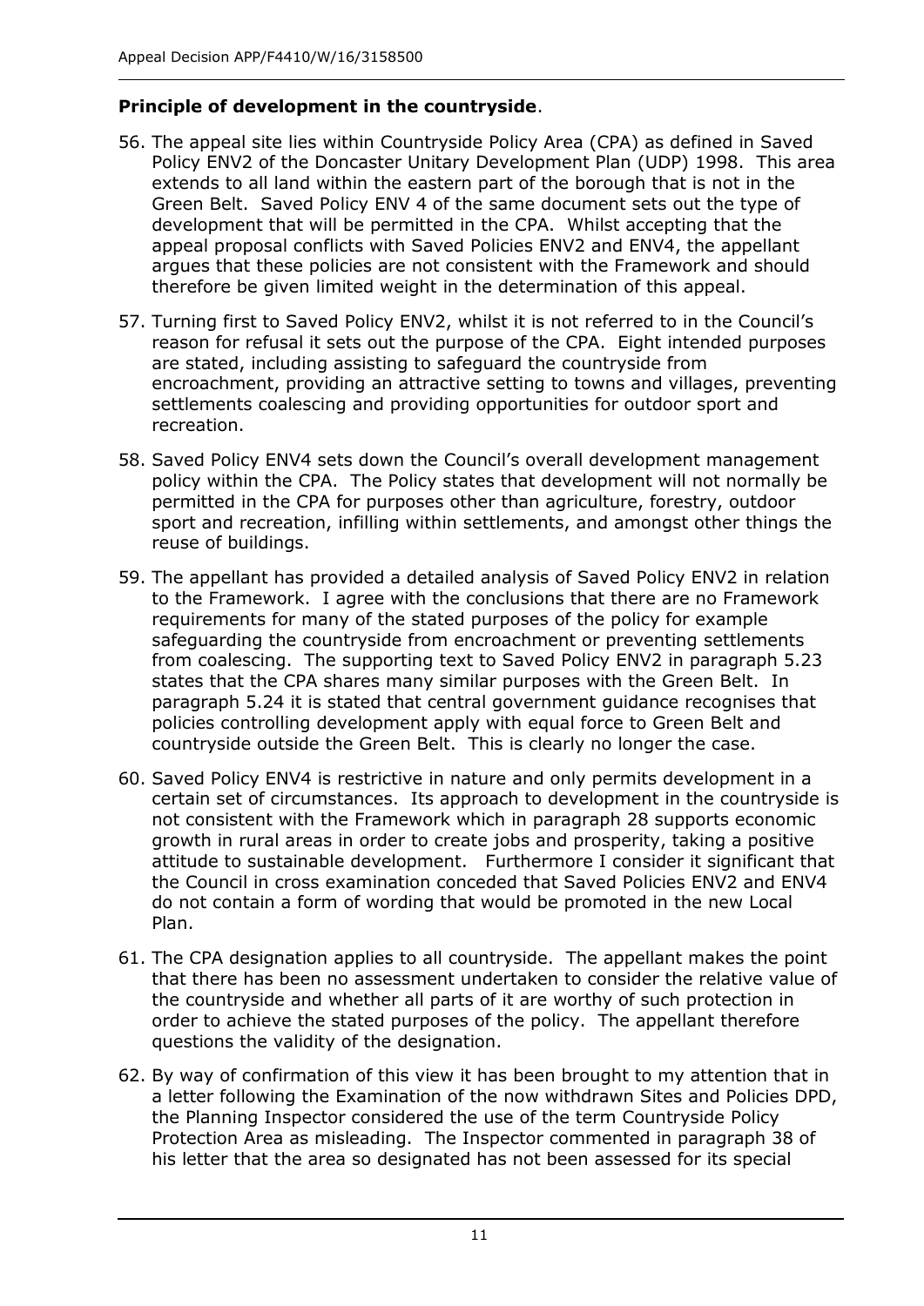**Principle of development in the countryside**.

56. The appeal site lies within Countryside Policy Area (CPA) as defined in Saved Policy ENV2 of the Doncaster Unitary Development Plan (UDP) 1998. This area extends to all land within the eastern part of the borough that is not in the Green Belt. Saved Policy ENV 4 of the same document sets out the type of development that will be permitted in the CPA. Whilst accepting that the appeal proposal conflicts with Saved Policies ENV2 and ENV4, the appellant argues that these policies are not consistent with the Framework and should therefore be given limited weight in the determination of this appeal.

57. Turning first to Saved Policy ENV2, whilst it is not referred to in the Council's reason for refusal it sets out the purpose of the CPA. Eight intended purposes are stated, including assisting to safeguard the countryside from encroachment, providing an attractive setting to towns and villages, preventing settlements coalescing and providing opportunities for outdoor sport and recreation.

58. Saved Policy ENV4 sets down the Council's overall development management policy within the CPA. The Policy states that development will not normally be permitted in the CPA for purposes other than agriculture, forestry, outdoor sport and recreation, infilling within settlements, and amongst other things the reuse of buildings.

59. The appellant has provided a detailed analysis of Saved Policy ENV2 in relation to the Framework. I agree with the conclusions that there are no Framework requirements for many of the stated purposes of the policy for example safeguarding the countryside from encroachment or preventing settlements from coalescing. The supporting text to Saved Policy ENV2 in paragraph 5.23 states that the CPA shares many similar purposes with the Green Belt. In paragraph 5.24 it is stated that central government guidance recognises that policies controlling development apply with equal force to Green Belt and countryside outside the Green Belt. This is clearly no longer the case.

60. Saved Policy ENV4 is restrictive in nature and only permits development in a certain set of circumstances. Its approach to development in the countryside is not consistent with the Framework which in paragraph 28 supports economic growth in rural areas in order to create jobs and prosperity, taking a positive attitude to sustainable development. Furthermore I consider it significant that the Council in cross examination conceded that Saved Policies ENV2 and ENV4 do not contain a form of wording that would be promoted in the new Local Plan.

61. The CPA designation applies to all countryside. The appellant makes the point that there has been no assessment undertaken to consider the relative value of the countryside and whether all parts of it are worthy of such protection in order to achieve the stated purposes of the policy. The appellant therefore questions the validity of the designation.

62. By way of confirmation of this view it has been brought to my attention that in a letter following the Examination of the now withdrawn Sites and Policies DPD, the Planning Inspector considered the use of the term Countryside Policy Protection Area as misleading. The Inspector commented in paragraph 38 of his letter that the area so designated has not been assessed for its special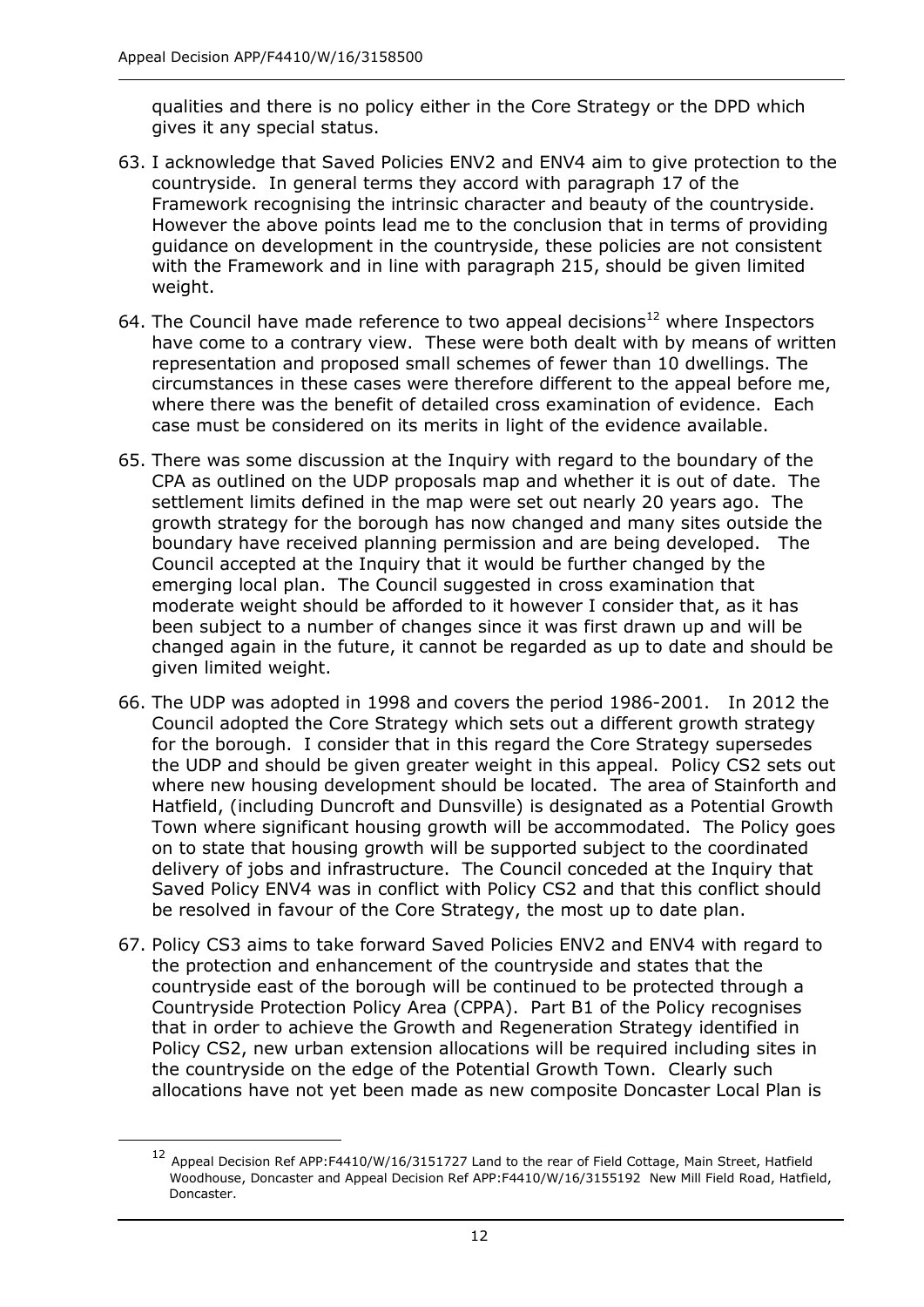qualities and there is no policy either in the Core Strategy or the DPD which gives it any special status.

63. I acknowledge that Saved Policies ENV2 and ENV4 aim to give protection to the countryside. In general terms they accord with paragraph 17 of the Framework recognising the intrinsic character and beauty of the countryside. However the above points lead me to the conclusion that in terms of providing guidance on development in the countryside, these policies are not consistent with the Framework and in line with paragraph 215, should be given limited weight.

64. The Council have made reference to two appeal decisions[12] where Inspectors have come to a contrary view. These were both dealt with by means of written representation and proposed small schemes of fewer than 10 dwellings. The circumstances in these cases were therefore different to the appeal before me, where there was the benefit of detailed cross examination of evidence. Each case must be considered on its merits in light of the evidence available.

65. There was some discussion at the Inquiry with regard to the boundary of the CPA as outlined on the UDP proposals map and whether it is out of date. The settlement limits defined in the map were set out nearly 20 years ago. The growth strategy for the borough has now changed and many sites outside the boundary have received planning permission and are being developed. The Council accepted at the Inquiry that it would be further changed by the emerging local plan. The Council suggested in cross examination that moderate weight should be afforded to it however I consider that, as it has been subject to a number of changes since it was first drawn up and will be changed again in the future, it cannot be regarded as up to date and should be given limited weight.

66. The UDP was adopted in 1998 and covers the period 1986-2001. In 2012 the Council adopted the Core Strategy which sets out a different growth strategy for the borough. I consider that in this regard the Core Strategy supersedes the UDP and should be given greater weight in this appeal. Policy CS2 sets out where new housing development should be located. The area of Stainforth and Hatfield, (including Duncroft and Dunsville) is designated as a Potential Growth Town where significant housing growth will be accommodated. The Policy goes on to state that housing growth will be supported subject to the coordinated delivery of jobs and infrastructure. The Council conceded at the Inquiry that Saved Policy ENV4 was in conflict with Policy CS2 and that this conflict should be resolved in favour of the Core Strategy, the most up to date plan.

67. Policy CS3 aims to take forward Saved Policies ENV2 and ENV4 with regard to the protection and enhancement of the countryside and states that the countryside east of the borough will be continued to be protected through a Countryside Protection Policy Area (CPPA). Part B1 of the Policy recognises that in order to achieve the Growth and Regeneration Strategy identified in Policy CS2, new urban extension allocations will be required including sites in the countryside on the edge of the Potential Growth Town. Clearly such allocations have not yet been made as new composite Doncaster Local Plan is

---

[12] Appeal Decision Ref APP:F4410/W/16/3151727 Land to the rear of Field Cottage, Main Street, Hatfield Woodhouse, Doncaster and Appeal Decision Ref APP:F4410/W/16/3155192 New Mill Field Road, Hatfield, Doncaster.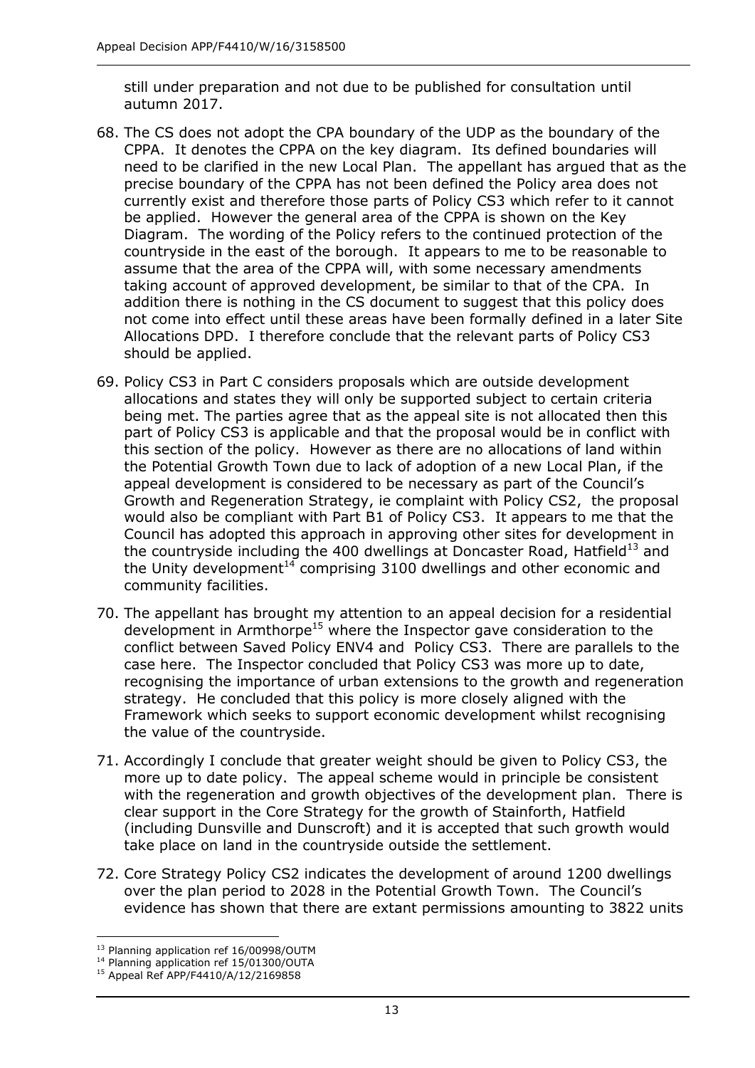still under preparation and not due to be published for consultation until autumn 2017.

68. The CS does not adopt the CPA boundary of the UDP as the boundary of the CPPA. It denotes the CPPA on the key diagram. Its defined boundaries will need to be clarified in the new Local Plan. The appellant has argued that as the precise boundary of the CPPA has not been defined the Policy area does not currently exist and therefore those parts of Policy CS3 which refer to it cannot be applied. However the general area of the CPPA is shown on the Key Diagram. The wording of the Policy refers to the continued protection of the countryside in the east of the borough. It appears to me to be reasonable to assume that the area of the CPPA will, with some necessary amendments taking account of approved development, be similar to that of the CPA. In addition there is nothing in the CS document to suggest that this policy does not come into effect until these areas have been formally defined in a later Site Allocations DPD. I therefore conclude that the relevant parts of Policy CS3 should be applied.

69. Policy CS3 in Part C considers proposals which are outside development allocations and states they will only be supported subject to certain criteria being met. The parties agree that as the appeal site is not allocated then this part of Policy CS3 is applicable and that the proposal would be in conflict with this section of the policy. However as there are no allocations of land within the Potential Growth Town due to lack of adoption of a new Local Plan, if the appeal development is considered to be necessary as part of the Council's Growth and Regeneration Strategy, ie complaint with Policy CS2, the proposal would also be compliant with Part B1 of Policy CS3. It appears to me that the Council has adopted this approach in approving other sites for development in the countryside including the 400 dwellings at Doncaster Road, Hatfield[13] and the Unity development[14] comprising 3100 dwellings and other economic and community facilities.

70. The appellant has brought my attention to an appeal decision for a residential development in Armthorpe[15] where the Inspector gave consideration to the conflict between Saved Policy ENV4 and Policy CS3. There are parallels to the case here. The Inspector concluded that Policy CS3 was more up to date, recognising the importance of urban extensions to the growth and regeneration strategy. He concluded that this policy is more closely aligned with the Framework which seeks to support economic development whilst recognising the value of the countryside.

71. Accordingly I conclude that greater weight should be given to Policy CS3, the more up to date policy. The appeal scheme would in principle be consistent with the regeneration and growth objectives of the development plan. There is clear support in the Core Strategy for the growth of Stainforth, Hatfield (including Dunsville and Dunscroft) and it is accepted that such growth would take place on land in the countryside outside the settlement.

72. Core Strategy Policy CS2 indicates the development of around 1200 dwellings over the plan period to 2028 in the Potential Growth Town. The Council's evidence has shown that there are extant permissions amounting to 3822 units

---

[13] Planning application ref 16/00998/OUTM

[14] Planning application ref 15/01300/OUTA

[15] Appeal Ref APP/F4410/A/12/2169858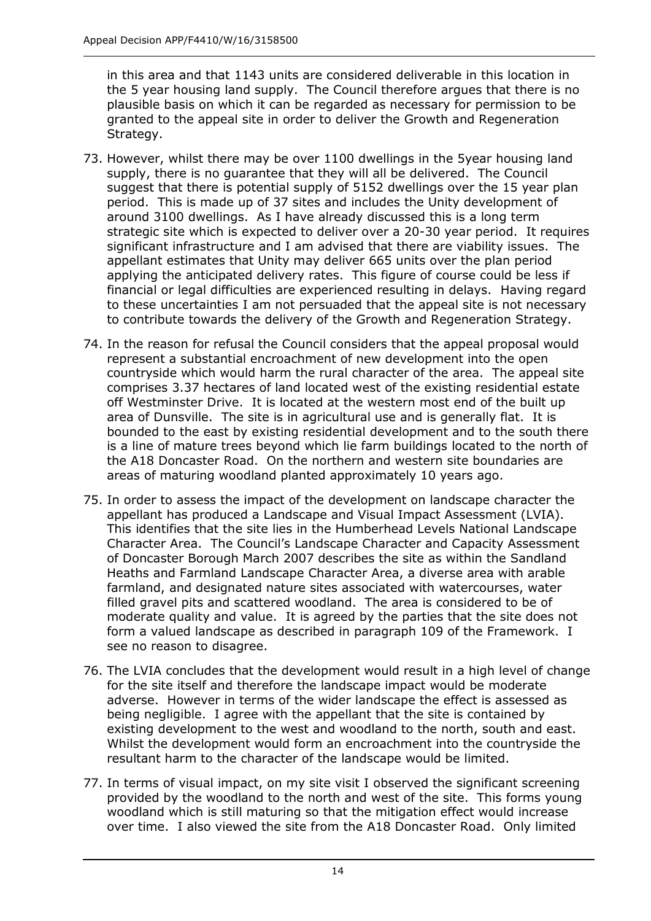in this area and that 1143 units are considered deliverable in this location in the 5 year housing land supply. The Council therefore argues that there is no plausible basis on which it can be regarded as necessary for permission to be granted to the appeal site in order to deliver the Growth and Regeneration Strategy.

73. However, whilst there may be over 1100 dwellings in the 5year housing land supply, there is no guarantee that they will all be delivered. The Council suggest that there is potential supply of 5152 dwellings over the 15 year plan period. This is made up of 37 sites and includes the Unity development of around 3100 dwellings. As I have already discussed this is a long term strategic site which is expected to deliver over a 20-30 year period. It requires significant infrastructure and I am advised that there are viability issues. The appellant estimates that Unity may deliver 665 units over the plan period applying the anticipated delivery rates. This figure of course could be less if financial or legal difficulties are experienced resulting in delays. Having regard to these uncertainties I am not persuaded that the appeal site is not necessary to contribute towards the delivery of the Growth and Regeneration Strategy.

74. In the reason for refusal the Council considers that the appeal proposal would represent a substantial encroachment of new development into the open countryside which would harm the rural character of the area. The appeal site comprises 3.37 hectares of land located west of the existing residential estate off Westminster Drive. It is located at the western most end of the built up area of Dunsville. The site is in agricultural use and is generally flat. It is bounded to the east by existing residential development and to the south there is a line of mature trees beyond which lie farm buildings located to the north of the A18 Doncaster Road. On the northern and western site boundaries are areas of maturing woodland planted approximately 10 years ago.

75. In order to assess the impact of the development on landscape character the appellant has produced a Landscape and Visual Impact Assessment (LVIA). This identifies that the site lies in the Humberhead Levels National Landscape Character Area. The Council's Landscape Character and Capacity Assessment of Doncaster Borough March 2007 describes the site as within the Sandland Heaths and Farmland Landscape Character Area, a diverse area with arable farmland, and designated nature sites associated with watercourses, water filled gravel pits and scattered woodland. The area is considered to be of moderate quality and value. It is agreed by the parties that the site does not form a valued landscape as described in paragraph 109 of the Framework. I see no reason to disagree.

76. The LVIA concludes that the development would result in a high level of change for the site itself and therefore the landscape impact would be moderate adverse. However in terms of the wider landscape the effect is assessed as being negligible. I agree with the appellant that the site is contained by existing development to the west and woodland to the north, south and east. Whilst the development would form an encroachment into the countryside the resultant harm to the character of the landscape would be limited.

77. In terms of visual impact, on my site visit I observed the significant screening provided by the woodland to the north and west of the site. This forms young woodland which is still maturing so that the mitigation effect would increase over time. I also viewed the site from the A18 Doncaster Road. Only limited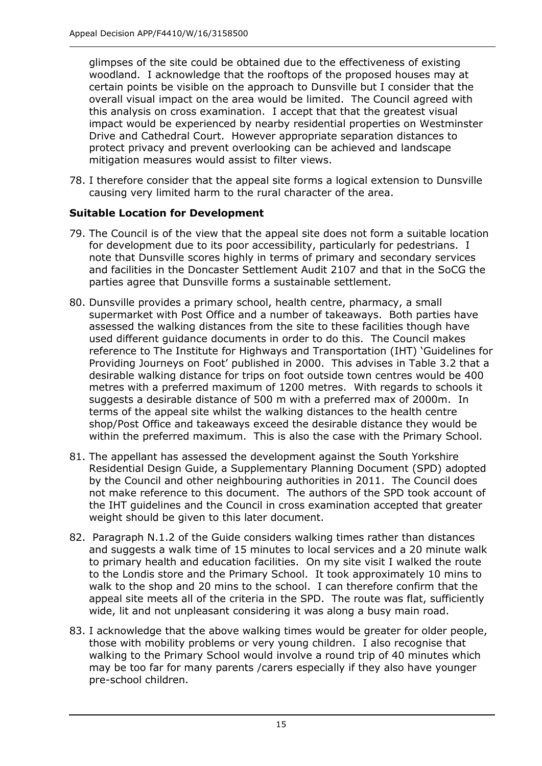glimpses of the site could be obtained due to the effectiveness of existing woodland. I acknowledge that the rooftops of the proposed houses may at certain points be visible on the approach to Dunsville but I consider that the overall visual impact on the area would be limited. The Council agreed with this analysis on cross examination. I accept that that the greatest visual impact would be experienced by nearby residential properties on Westminster Drive and Cathedral Court. However appropriate separation distances to protect privacy and prevent overlooking can be achieved and landscape mitigation measures would assist to filter views.

78. I therefore consider that the appeal site forms a logical extension to Dunsville causing very limited harm to the rural character of the area.

### Suitable Location for Development

79. The Council is of the view that the appeal site does not form a suitable location for development due to its poor accessibility, particularly for pedestrians. I note that Dunsville scores highly in terms of primary and secondary services and facilities in the Doncaster Settlement Audit 2107 and that in the SoCG the parties agree that Dunsville forms a sustainable settlement.

80. Dunsville provides a primary school, health centre, pharmacy, a small supermarket with Post Office and a number of takeaways. Both parties have assessed the walking distances from the site to these facilities though have used different guidance documents in order to do this. The Council makes reference to The Institute for Highways and Transportation (IHT) 'Guidelines for Providing Journeys on Foot' published in 2000. This advises in Table 3.2 that a desirable walking distance for trips on foot outside town centres would be 400 metres with a preferred maximum of 1200 metres. With regards to schools it suggests a desirable distance of 500 m with a preferred max of 2000m. In terms of the appeal site whilst the walking distances to the health centre shop/Post Office and takeaways exceed the desirable distance they would be within the preferred maximum. This is also the case with the Primary School.

81. The appellant has assessed the development against the South Yorkshire Residential Design Guide, a Supplementary Planning Document (SPD) adopted by the Council and other neighbouring authorities in 2011. The Council does not make reference to this document. The authors of the SPD took account of the IHT guidelines and the Council in cross examination accepted that greater weight should be given to this later document.

82. Paragraph N.1.2 of the Guide considers walking times rather than distances and suggests a walk time of 15 minutes to local services and a 20 minute walk to primary health and education facilities. On my site visit I walked the route to the Londis store and the Primary School. It took approximately 10 mins to walk to the shop and 20 mins to the school. I can therefore confirm that the appeal site meets all of the criteria in the SPD. The route was flat, sufficiently wide, lit and not unpleasant considering it was along a busy main road.

83. I acknowledge that the above walking times would be greater for older people, those with mobility problems or very young children. I also recognise that walking to the Primary School would involve a round trip of 40 minutes which may be too far for many parents /carers especially if they also have younger pre-school children.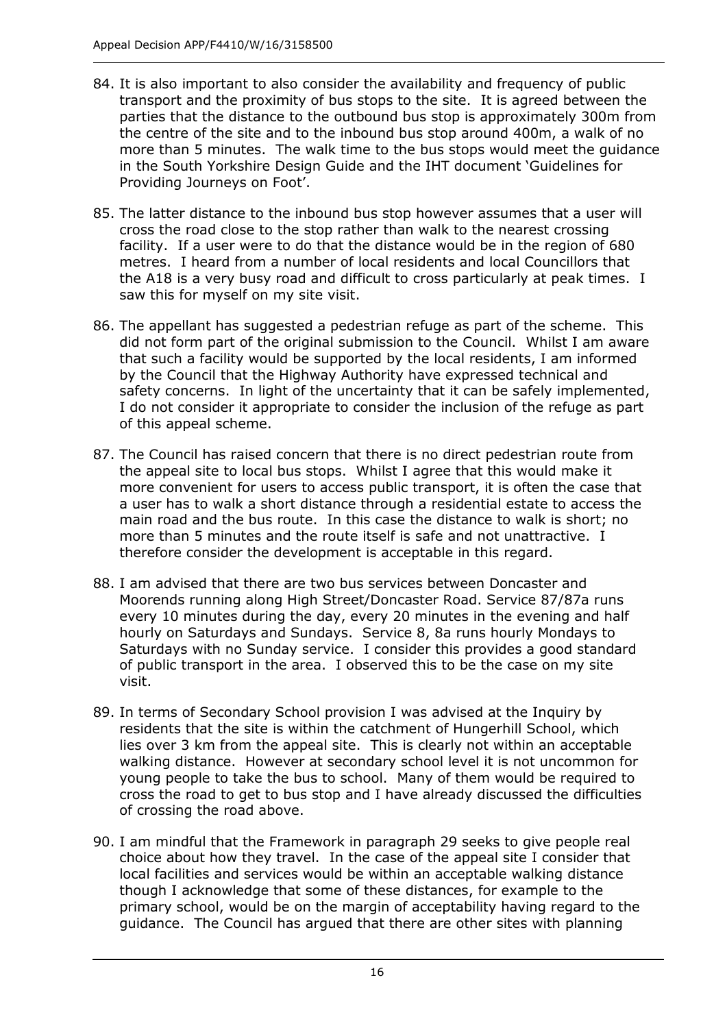84. It is also important to also consider the availability and frequency of public transport and the proximity of bus stops to the site. It is agreed between the parties that the distance to the outbound bus stop is approximately 300m from the centre of the site and to the inbound bus stop around 400m, a walk of no more than 5 minutes. The walk time to the bus stops would meet the guidance in the South Yorkshire Design Guide and the IHT document 'Guidelines for Providing Journeys on Foot'.

85. The latter distance to the inbound bus stop however assumes that a user will cross the road close to the stop rather than walk to the nearest crossing facility. If a user were to do that the distance would be in the region of 680 metres. I heard from a number of local residents and local Councillors that the A18 is a very busy road and difficult to cross particularly at peak times. I saw this for myself on my site visit.

86. The appellant has suggested a pedestrian refuge as part of the scheme. This did not form part of the original submission to the Council. Whilst I am aware that such a facility would be supported by the local residents, I am informed by the Council that the Highway Authority have expressed technical and safety concerns. In light of the uncertainty that it can be safely implemented, I do not consider it appropriate to consider the inclusion of the refuge as part of this appeal scheme.

87. The Council has raised concern that there is no direct pedestrian route from the appeal site to local bus stops. Whilst I agree that this would make it more convenient for users to access public transport, it is often the case that a user has to walk a short distance through a residential estate to access the main road and the bus route. In this case the distance to walk is short; no more than 5 minutes and the route itself is safe and not unattractive. I therefore consider the development is acceptable in this regard.

88. I am advised that there are two bus services between Doncaster and Moorends running along High Street/Doncaster Road. Service 87/87a runs every 10 minutes during the day, every 20 minutes in the evening and half hourly on Saturdays and Sundays. Service 8, 8a runs hourly Mondays to Saturdays with no Sunday service. I consider this provides a good standard of public transport in the area. I observed this to be the case on my site visit.

89. In terms of Secondary School provision I was advised at the Inquiry by residents that the site is within the catchment of Hungerhill School, which lies over 3 km from the appeal site. This is clearly not within an acceptable walking distance. However at secondary school level it is not uncommon for young people to take the bus to school. Many of them would be required to cross the road to get to bus stop and I have already discussed the difficulties of crossing the road above.

90. I am mindful that the Framework in paragraph 29 seeks to give people real choice about how they travel. In the case of the appeal site I consider that local facilities and services would be within an acceptable walking distance though I acknowledge that some of these distances, for example to the primary school, would be on the margin of acceptability having regard to the guidance. The Council has argued that there are other sites with planning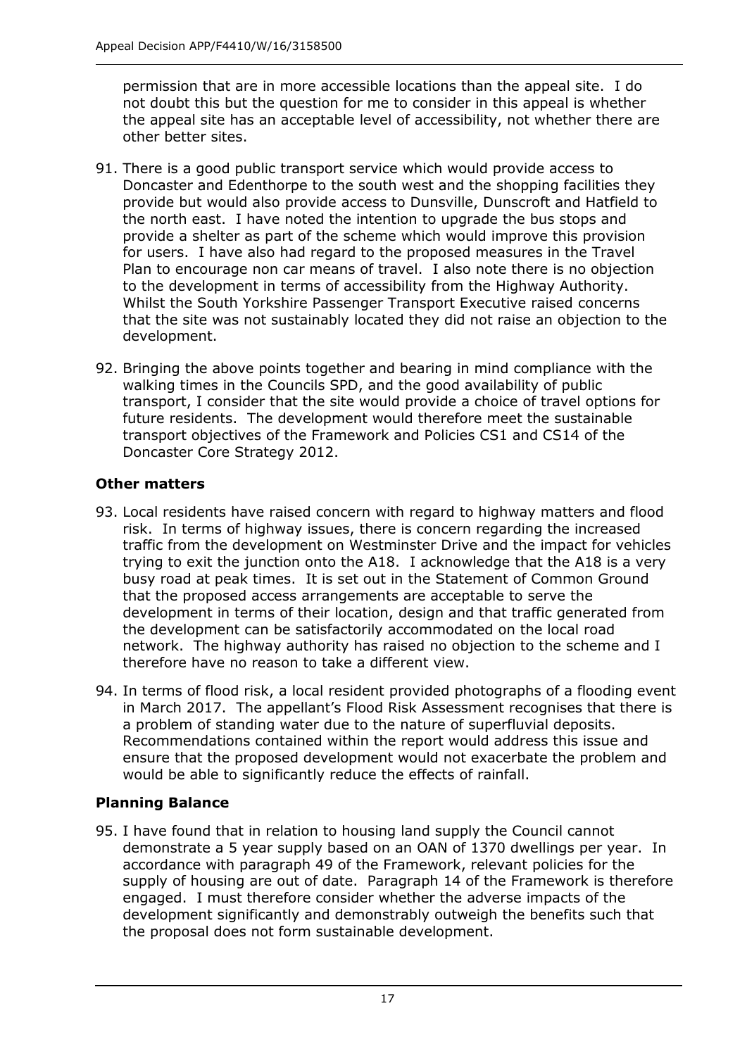permission that are in more accessible locations than the appeal site. I do not doubt this but the question for me to consider in this appeal is whether the appeal site has an acceptable level of accessibility, not whether there are other better sites.

91. There is a good public transport service which would provide access to Doncaster and Edenthorpe to the south west and the shopping facilities they provide but would also provide access to Dunsville, Dunscroft and Hatfield to the north east. I have noted the intention to upgrade the bus stops and provide a shelter as part of the scheme which would improve this provision for users. I have also had regard to the proposed measures in the Travel Plan to encourage non car means of travel. I also note there is no objection to the development in terms of accessibility from the Highway Authority. Whilst the South Yorkshire Passenger Transport Executive raised concerns that the site was not sustainably located they did not raise an objection to the development.

92. Bringing the above points together and bearing in mind compliance with the walking times in the Councils SPD, and the good availability of public transport, I consider that the site would provide a choice of travel options for future residents. The development would therefore meet the sustainable transport objectives of the Framework and Policies CS1 and CS14 of the Doncaster Core Strategy 2012.

## Other matters

93. Local residents have raised concern with regard to highway matters and flood risk. In terms of highway issues, there is concern regarding the increased traffic from the development on Westminster Drive and the impact for vehicles trying to exit the junction onto the A18. I acknowledge that the A18 is a very busy road at peak times. It is set out in the Statement of Common Ground that the proposed access arrangements are acceptable to serve the development in terms of their location, design and that traffic generated from the development can be satisfactorily accommodated on the local road network. The highway authority has raised no objection to the scheme and I therefore have no reason to take a different view.

94. In terms of flood risk, a local resident provided photographs of a flooding event in March 2017. The appellant's Flood Risk Assessment recognises that there is a problem of standing water due to the nature of superfluvial deposits. Recommendations contained within the report would address this issue and ensure that the proposed development would not exacerbate the problem and would be able to significantly reduce the effects of rainfall.

## Planning Balance

95. I have found that in relation to housing land supply the Council cannot demonstrate a 5 year supply based on an OAN of 1370 dwellings per year. In accordance with paragraph 49 of the Framework, relevant policies for the supply of housing are out of date. Paragraph 14 of the Framework is therefore engaged. I must therefore consider whether the adverse impacts of the development significantly and demonstrably outweigh the benefits such that the proposal does not form sustainable development.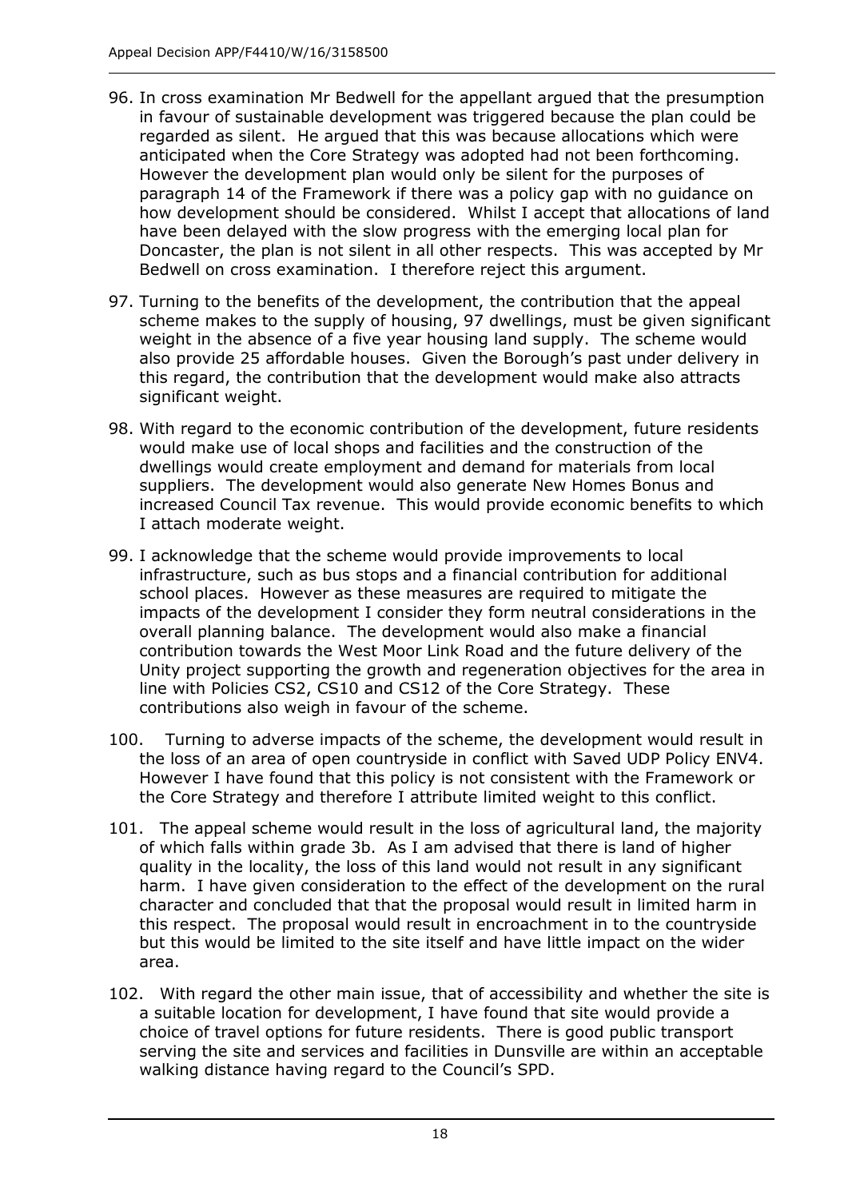96. In cross examination Mr Bedwell for the appellant argued that the presumption in favour of sustainable development was triggered because the plan could be regarded as silent. He argued that this was because allocations which were anticipated when the Core Strategy was adopted had not been forthcoming. However the development plan would only be silent for the purposes of paragraph 14 of the Framework if there was a policy gap with no guidance on how development should be considered. Whilst I accept that allocations of land have been delayed with the slow progress with the emerging local plan for Doncaster, the plan is not silent in all other respects. This was accepted by Mr Bedwell on cross examination. I therefore reject this argument.

97. Turning to the benefits of the development, the contribution that the appeal scheme makes to the supply of housing, 97 dwellings, must be given significant weight in the absence of a five year housing land supply. The scheme would also provide 25 affordable houses. Given the Borough's past under delivery in this regard, the contribution that the development would make also attracts significant weight.

98. With regard to the economic contribution of the development, future residents would make use of local shops and facilities and the construction of the dwellings would create employment and demand for materials from local suppliers. The development would also generate New Homes Bonus and increased Council Tax revenue. This would provide economic benefits to which I attach moderate weight.

99. I acknowledge that the scheme would provide improvements to local infrastructure, such as bus stops and a financial contribution for additional school places. However as these measures are required to mitigate the impacts of the development I consider they form neutral considerations in the overall planning balance. The development would also make a financial contribution towards the West Moor Link Road and the future delivery of the Unity project supporting the growth and regeneration objectives for the area in line with Policies CS2, CS10 and CS12 of the Core Strategy. These contributions also weigh in favour of the scheme.

100. Turning to adverse impacts of the scheme, the development would result in the loss of an area of open countryside in conflict with Saved UDP Policy ENV4. However I have found that this policy is not consistent with the Framework or the Core Strategy and therefore I attribute limited weight to this conflict.

101. The appeal scheme would result in the loss of agricultural land, the majority of which falls within grade 3b. As I am advised that there is land of higher quality in the locality, the loss of this land would not result in any significant harm. I have given consideration to the effect of the development on the rural character and concluded that that the proposal would result in limited harm in this respect. The proposal would result in encroachment in to the countryside but this would be limited to the site itself and have little impact on the wider area.

102. With regard the other main issue, that of accessibility and whether the site is a suitable location for development, I have found that site would provide a choice of travel options for future residents. There is good public transport serving the site and services and facilities in Dunsville are within an acceptable walking distance having regard to the Council's SPD.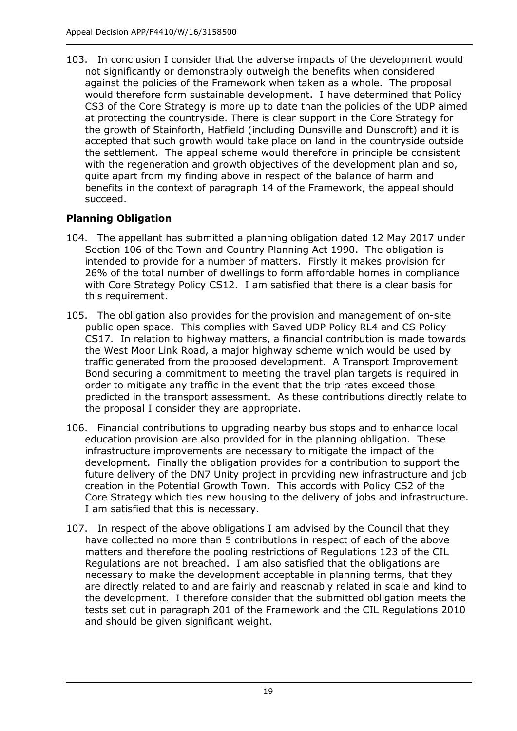103. In conclusion I consider that the adverse impacts of the development would not significantly or demonstrably outweigh the benefits when considered against the policies of the Framework when taken as a whole. The proposal would therefore form sustainable development. I have determined that Policy CS3 of the Core Strategy is more up to date than the policies of the UDP aimed at protecting the countryside. There is clear support in the Core Strategy for the growth of Stainforth, Hatfield (including Dunsville and Dunscroft) and it is accepted that such growth would take place on land in the countryside outside the settlement. The appeal scheme would therefore in principle be consistent with the regeneration and growth objectives of the development plan and so, quite apart from my finding above in respect of the balance of harm and benefits in the context of paragraph 14 of the Framework, the appeal should succeed.

## Planning Obligation

104. The appellant has submitted a planning obligation dated 12 May 2017 under Section 106 of the Town and Country Planning Act 1990. The obligation is intended to provide for a number of matters. Firstly it makes provision for 26% of the total number of dwellings to form affordable homes in compliance with Core Strategy Policy CS12. I am satisfied that there is a clear basis for this requirement.

105. The obligation also provides for the provision and management of on-site public open space. This complies with Saved UDP Policy RL4 and CS Policy CS17. In relation to highway matters, a financial contribution is made towards the West Moor Link Road, a major highway scheme which would be used by traffic generated from the proposed development. A Transport Improvement Bond securing a commitment to meeting the travel plan targets is required in order to mitigate any traffic in the event that the trip rates exceed those predicted in the transport assessment. As these contributions directly relate to the proposal I consider they are appropriate.

106. Financial contributions to upgrading nearby bus stops and to enhance local education provision are also provided for in the planning obligation. These infrastructure improvements are necessary to mitigate the impact of the development. Finally the obligation provides for a contribution to support the future delivery of the DN7 Unity project in providing new infrastructure and job creation in the Potential Growth Town. This accords with Policy CS2 of the Core Strategy which ties new housing to the delivery of jobs and infrastructure. I am satisfied that this is necessary.

107. In respect of the above obligations I am advised by the Council that they have collected no more than 5 contributions in respect of each of the above matters and therefore the pooling restrictions of Regulations 123 of the CIL Regulations are not breached. I am also satisfied that the obligations are necessary to make the development acceptable in planning terms, that they are directly related to and are fairly and reasonably related in scale and kind to the development. I therefore consider that the submitted obligation meets the tests set out in paragraph 201 of the Framework and the CIL Regulations 2010 and should be given significant weight.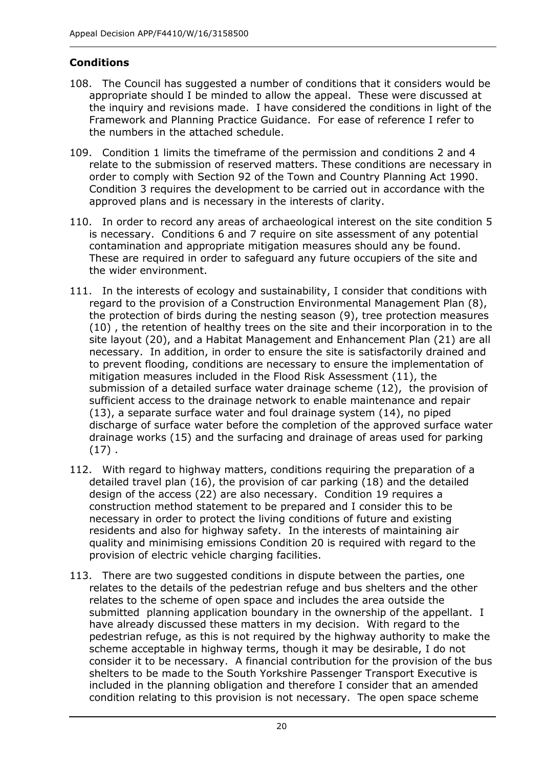## Conditions

108. The Council has suggested a number of conditions that it considers would be appropriate should I be minded to allow the appeal. These were discussed at the inquiry and revisions made. I have considered the conditions in light of the Framework and Planning Practice Guidance. For ease of reference I refer to the numbers in the attached schedule.

109. Condition 1 limits the timeframe of the permission and conditions 2 and 4 relate to the submission of reserved matters. These conditions are necessary in order to comply with Section 92 of the Town and Country Planning Act 1990. Condition 3 requires the development to be carried out in accordance with the approved plans and is necessary in the interests of clarity.

110. In order to record any areas of archaeological interest on the site condition 5 is necessary. Conditions 6 and 7 require on site assessment of any potential contamination and appropriate mitigation measures should any be found. These are required in order to safeguard any future occupiers of the site and the wider environment.

111. In the interests of ecology and sustainability, I consider that conditions with regard to the provision of a Construction Environmental Management Plan (8), the protection of birds during the nesting season (9), tree protection measures (10) , the retention of healthy trees on the site and their incorporation in to the site layout (20), and a Habitat Management and Enhancement Plan (21) are all necessary. In addition, in order to ensure the site is satisfactorily drained and to prevent flooding, conditions are necessary to ensure the implementation of mitigation measures included in the Flood Risk Assessment (11), the submission of a detailed surface water drainage scheme (12), the provision of sufficient access to the drainage network to enable maintenance and repair (13), a separate surface water and foul drainage system (14), no piped discharge of surface water before the completion of the approved surface water drainage works (15) and the surfacing and drainage of areas used for parking (17) .

112. With regard to highway matters, conditions requiring the preparation of a detailed travel plan (16), the provision of car parking (18) and the detailed design of the access (22) are also necessary. Condition 19 requires a construction method statement to be prepared and I consider this to be necessary in order to protect the living conditions of future and existing residents and also for highway safety. In the interests of maintaining air quality and minimising emissions Condition 20 is required with regard to the provision of electric vehicle charging facilities.

113. There are two suggested conditions in dispute between the parties, one relates to the details of the pedestrian refuge and bus shelters and the other relates to the scheme of open space and includes the area outside the submitted planning application boundary in the ownership of the appellant. I have already discussed these matters in my decision. With regard to the pedestrian refuge, as this is not required by the highway authority to make the scheme acceptable in highway terms, though it may be desirable, I do not consider it to be necessary. A financial contribution for the provision of the bus shelters to be made to the South Yorkshire Passenger Transport Executive is included in the planning obligation and therefore I consider that an amended condition relating to this provision is not necessary. The open space scheme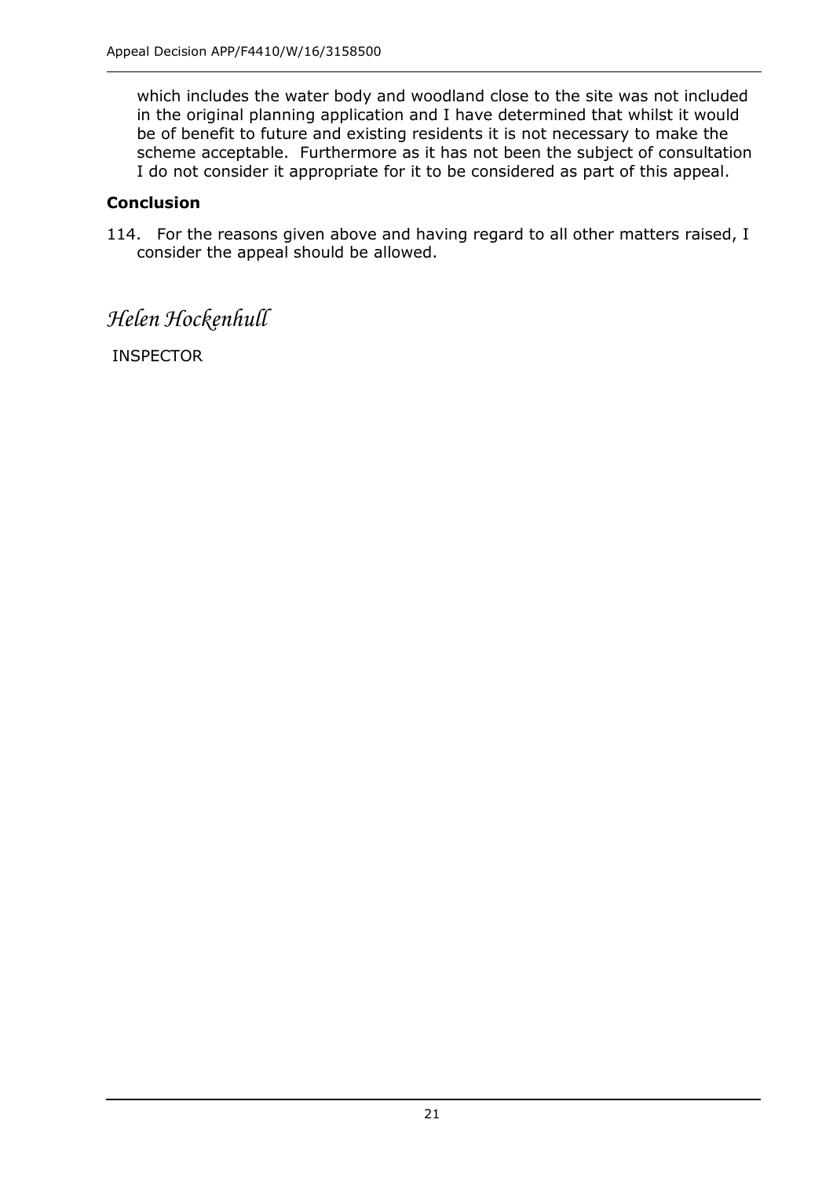which includes the water body and woodland close to the site was not included in the original planning application and I have determined that whilst it would be of benefit to future and existing residents it is not necessary to make the scheme acceptable. Furthermore as it has not been the subject of consultation I do not consider it appropriate for it to be considered as part of this appeal.

### Conclusion

114. For the reasons given above and having regard to all other matters raised, I consider the appeal should be allowed.

*Helen Hockenhull*

INSPECTOR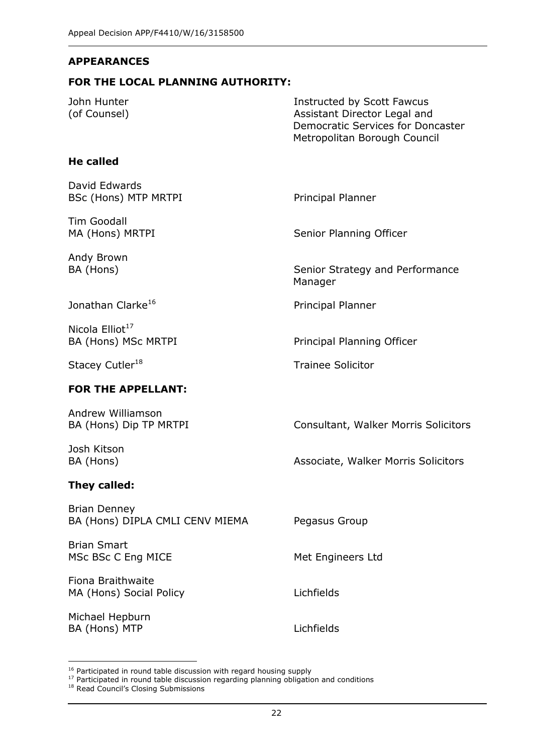## APPEARANCES

### FOR THE LOCAL PLANNING AUTHORITY:

| | |
|---|---|
| John Hunter (of Counsel) | Instructed by Scott Fawcus Assistant Director Legal and Democratic Services for Doncaster Metropolitan Borough Council |

**He called**

| | |
|---|---|
| David Edwards BSc (Hons) MTP MRTPI | Principal Planner |
| Tim Goodall MA (Hons) MRTPI | Senior Planning Officer |
| Andy Brown BA (Hons) | Senior Strategy and Performance Manager |
| Jonathan Clarke[16] | Principal Planner |
| Nicola Elliot[17] BA (Hons) MSc MRTPI | Principal Planning Officer |
| Stacey Cutler[18] | Trainee Solicitor |

### FOR THE APPELLANT:

| | |
|---|---|
| Andrew Williamson BA (Hons) Dip TP MRTPI | Consultant, Walker Morris Solicitors |
| Josh Kitson BA (Hons) | Associate, Walker Morris Solicitors |

**They called:**

| | |
|---|---|
| Brian Denney BA (Hons) DIPLA CMLI CENV MIEMA | Pegasus Group |
| Brian Smart MSc BSc C Eng MICE | Met Engineers Ltd |
| Fiona Braithwaite MA (Hons) Social Policy | Lichfields |
| Michael Hepburn BA (Hons) MTP | Lichfields |

---

[16] Participated in round table discussion with regard housing supply

[17] Participated in round table discussion regarding planning obligation and conditions

[18] Read Council's Closing Submissions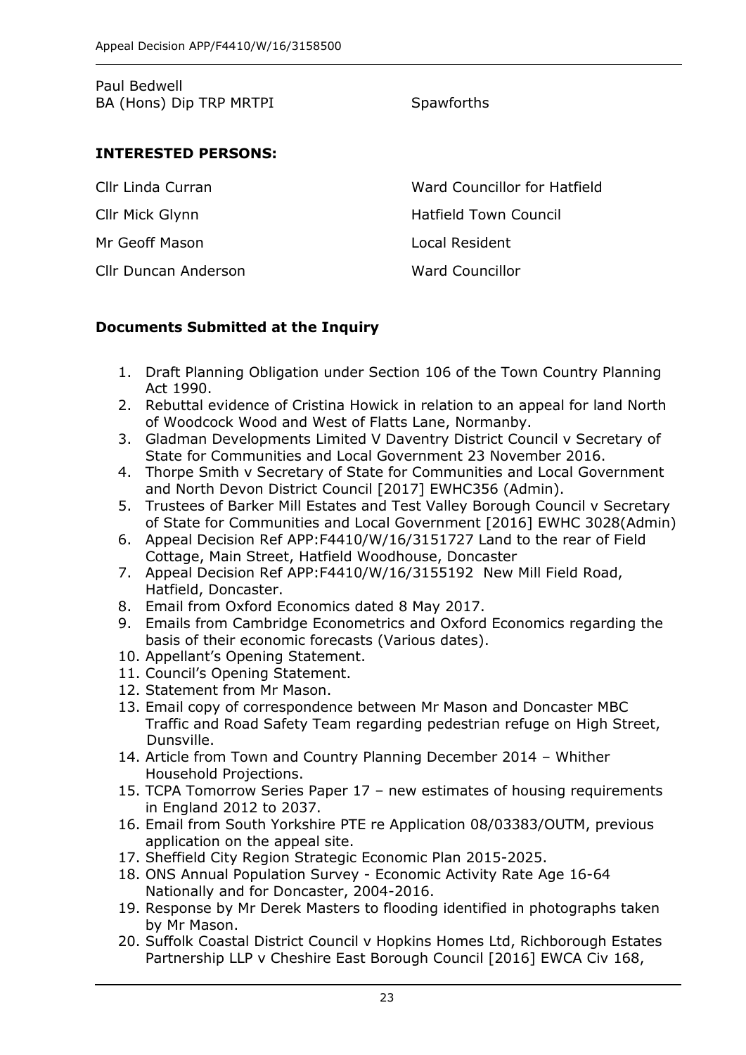Paul Bedwell
BA (Hons) Dip TRP MRTPI | Spawforths

**INTERESTED PERSONS:**

| | |
|---|---|
| Cllr Linda Curran | Ward Councillor for Hatfield |
| Cllr Mick Glynn | Hatfield Town Council |
| Mr Geoff Mason | Local Resident |
| Cllr Duncan Anderson | Ward Councillor |

**Documents Submitted at the Inquiry**

1. Draft Planning Obligation under Section 106 of the Town Country Planning Act 1990.
2. Rebuttal evidence of Cristina Howick in relation to an appeal for land North of Woodcock Wood and West of Flatts Lane, Normanby.
3. Gladman Developments Limited V Daventry District Council v Secretary of State for Communities and Local Government 23 November 2016.
4. Thorpe Smith v Secretary of State for Communities and Local Government and North Devon District Council [2017] EWHC356 (Admin).
5. Trustees of Barker Mill Estates and Test Valley Borough Council v Secretary of State for Communities and Local Government [2016] EWHC 3028(Admin)
6. Appeal Decision Ref APP:F4410/W/16/3151727 Land to the rear of Field Cottage, Main Street, Hatfield Woodhouse, Doncaster
7. Appeal Decision Ref APP:F4410/W/16/3155192 New Mill Field Road, Hatfield, Doncaster.
8. Email from Oxford Economics dated 8 May 2017.
9. Emails from Cambridge Econometrics and Oxford Economics regarding the basis of their economic forecasts (Various dates).
10. Appellant's Opening Statement.
11. Council's Opening Statement.
12. Statement from Mr Mason.
13. Email copy of correspondence between Mr Mason and Doncaster MBC Traffic and Road Safety Team regarding pedestrian refuge on High Street, Dunsville.
14. Article from Town and Country Planning December 2014 – Whither Household Projections.
15. TCPA Tomorrow Series Paper 17 – new estimates of housing requirements in England 2012 to 2037.
16. Email from South Yorkshire PTE re Application 08/03383/OUTM, previous application on the appeal site.
17. Sheffield City Region Strategic Economic Plan 2015-2025.
18. ONS Annual Population Survey - Economic Activity Rate Age 16-64 Nationally and for Doncaster, 2004-2016.
19. Response by Mr Derek Masters to flooding identified in photographs taken by Mr Mason.
20. Suffolk Coastal District Council v Hopkins Homes Ltd, Richborough Estates Partnership LLP v Cheshire East Borough Council [2016] EWCA Civ 168,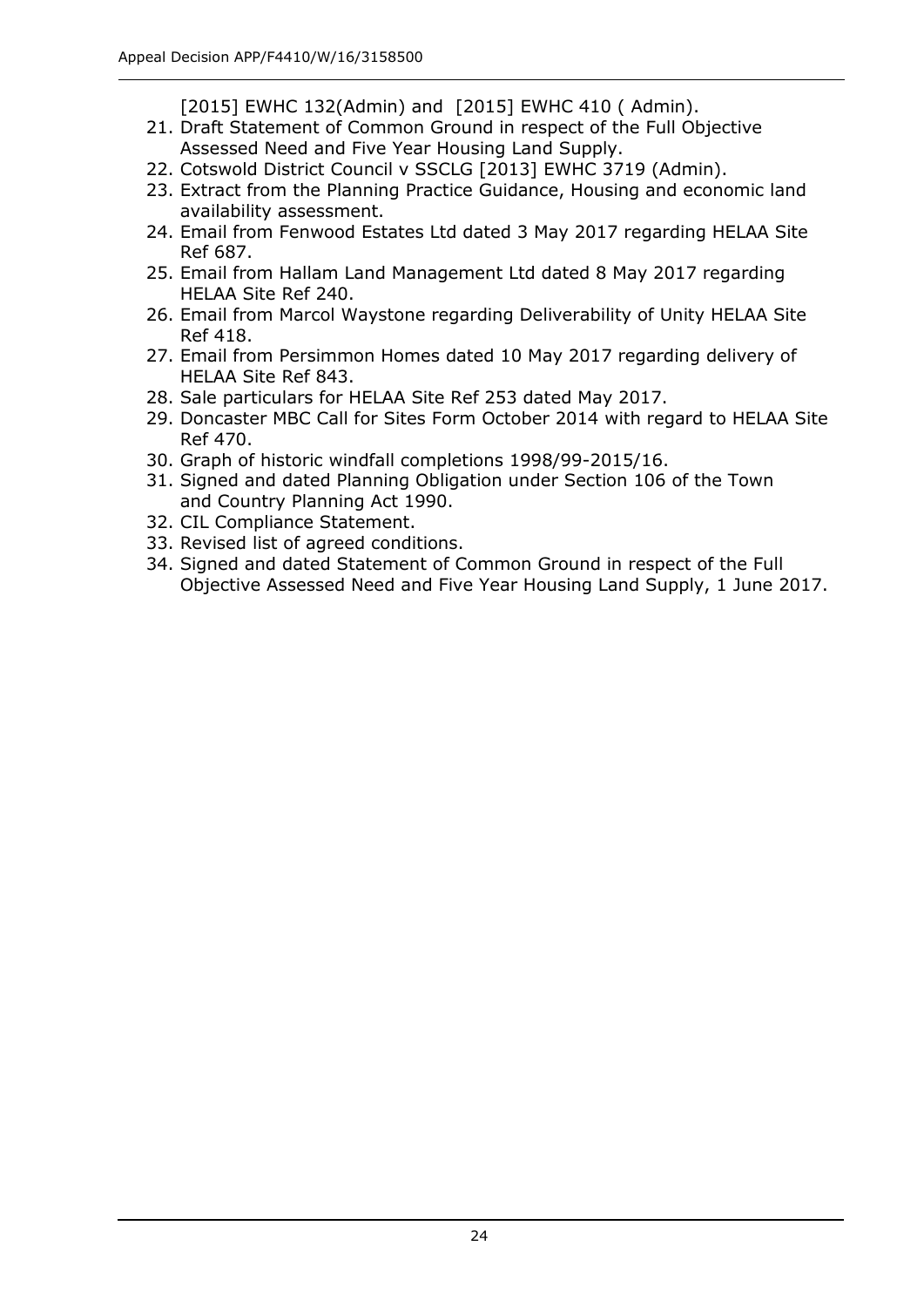[2015] EWHC 132(Admin) and  [2015] EWHC 410 ( Admin).

21. Draft Statement of Common Ground in respect of the Full Objective Assessed Need and Five Year Housing Land Supply.
22. Cotswold District Council v SSCLG [2013] EWHC 3719 (Admin).
23. Extract from the Planning Practice Guidance, Housing and economic land availability assessment.
24. Email from Fenwood Estates Ltd dated 3 May 2017 regarding HELAA Site Ref 687.
25. Email from Hallam Land Management Ltd dated 8 May 2017 regarding HELAA Site Ref 240.
26. Email from Marcol Waystone regarding Deliverability of Unity HELAA Site Ref 418.
27. Email from Persimmon Homes dated 10 May 2017 regarding delivery of HELAA Site Ref 843.
28. Sale particulars for HELAA Site Ref 253 dated May 2017.
29. Doncaster MBC Call for Sites Form October 2014 with regard to HELAA Site Ref 470.
30. Graph of historic windfall completions 1998/99-2015/16.
31. Signed and dated Planning Obligation under Section 106 of the Town and Country Planning Act 1990.
32. CIL Compliance Statement.
33. Revised list of agreed conditions.
34. Signed and dated Statement of Common Ground in respect of the Full Objective Assessed Need and Five Year Housing Land Supply, 1 June 2017.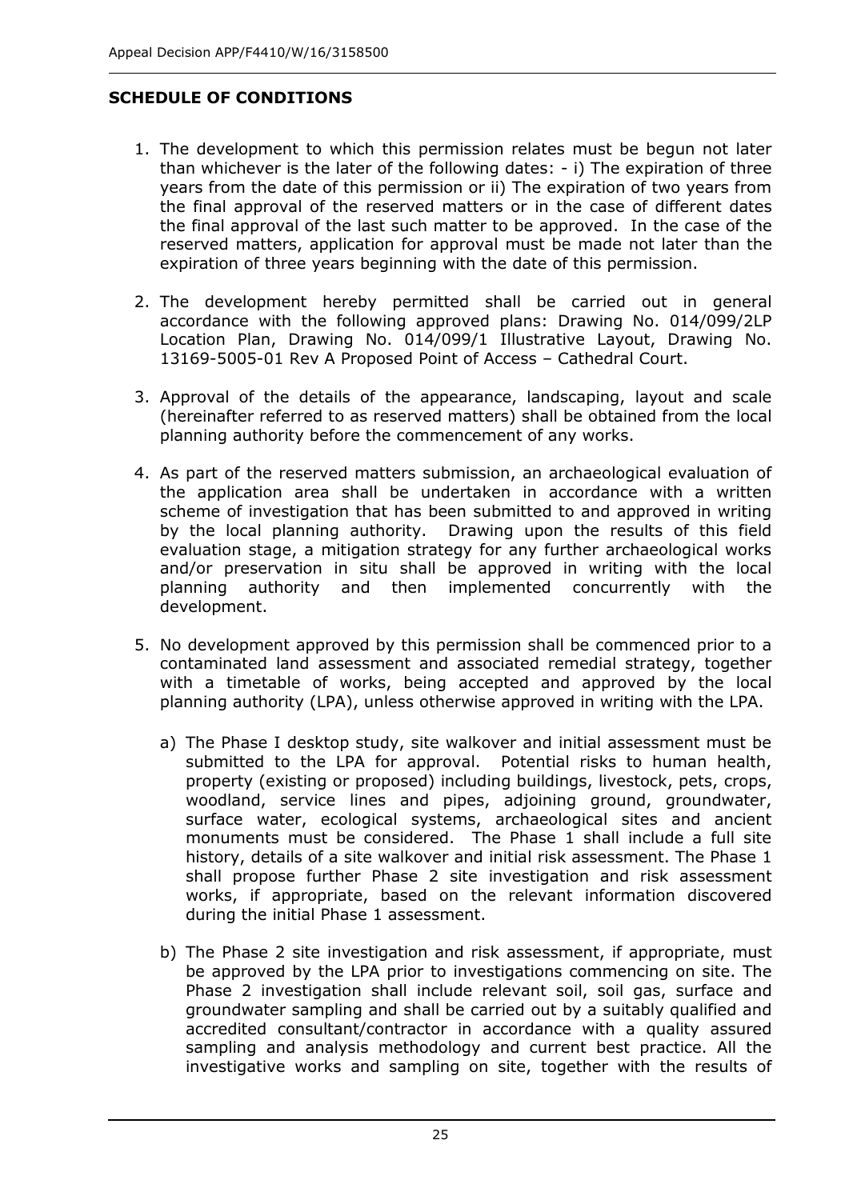## SCHEDULE OF CONDITIONS

1. The development to which this permission relates must be begun not later than whichever is the later of the following dates: - i) The expiration of three years from the date of this permission or ii) The expiration of two years from the final approval of the reserved matters or in the case of different dates the final approval of the last such matter to be approved. In the case of the reserved matters, application for approval must be made not later than the expiration of three years beginning with the date of this permission.

2. The development hereby permitted shall be carried out in general accordance with the following approved plans: Drawing No. 014/099/2LP Location Plan, Drawing No. 014/099/1 Illustrative Layout, Drawing No. 13169-5005-01 Rev A Proposed Point of Access – Cathedral Court.

3. Approval of the details of the appearance, landscaping, layout and scale (hereinafter referred to as reserved matters) shall be obtained from the local planning authority before the commencement of any works.

4. As part of the reserved matters submission, an archaeological evaluation of the application area shall be undertaken in accordance with a written scheme of investigation that has been submitted to and approved in writing by the local planning authority. Drawing upon the results of this field evaluation stage, a mitigation strategy for any further archaeological works and/or preservation in situ shall be approved in writing with the local planning authority and then implemented concurrently with the development.

5. No development approved by this permission shall be commenced prior to a contaminated land assessment and associated remedial strategy, together with a timetable of works, being accepted and approved by the local planning authority (LPA), unless otherwise approved in writing with the LPA.

   a) The Phase I desktop study, site walkover and initial assessment must be submitted to the LPA for approval. Potential risks to human health, property (existing or proposed) including buildings, livestock, pets, crops, woodland, service lines and pipes, adjoining ground, groundwater, surface water, ecological systems, archaeological sites and ancient monuments must be considered. The Phase 1 shall include a full site history, details of a site walkover and initial risk assessment. The Phase 1 shall propose further Phase 2 site investigation and risk assessment works, if appropriate, based on the relevant information discovered during the initial Phase 1 assessment.

   b) The Phase 2 site investigation and risk assessment, if appropriate, must be approved by the LPA prior to investigations commencing on site. The Phase 2 investigation shall include relevant soil, soil gas, surface and groundwater sampling and shall be carried out by a suitably qualified and accredited consultant/contractor in accordance with a quality assured sampling and analysis methodology and current best practice. All the investigative works and sampling on site, together with the results of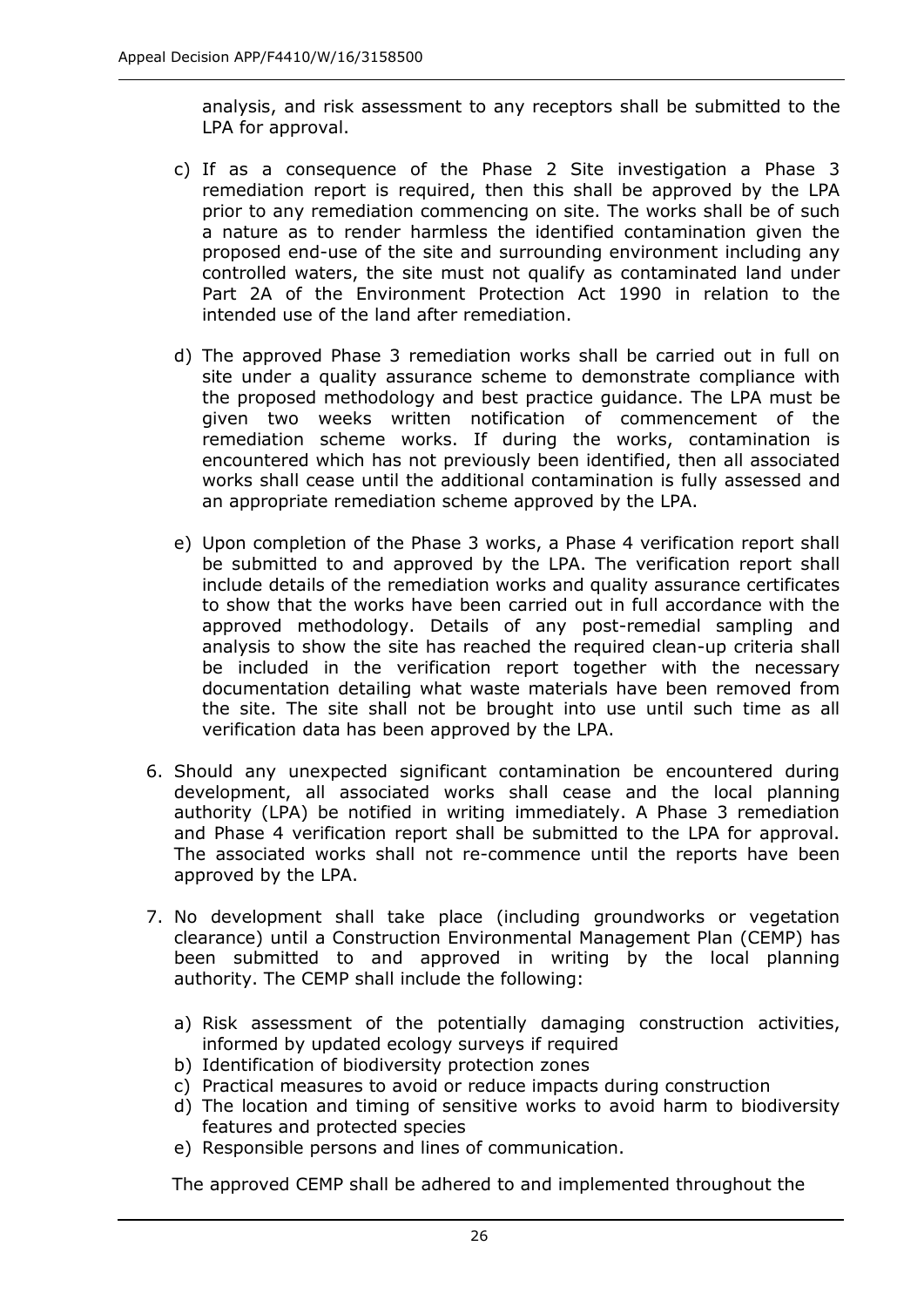analysis, and risk assessment to any receptors shall be submitted to the LPA for approval.

c) If as a consequence of the Phase 2 Site investigation a Phase 3 remediation report is required, then this shall be approved by the LPA prior to any remediation commencing on site. The works shall be of such a nature as to render harmless the identified contamination given the proposed end-use of the site and surrounding environment including any controlled waters, the site must not qualify as contaminated land under Part 2A of the Environment Protection Act 1990 in relation to the intended use of the land after remediation.

d) The approved Phase 3 remediation works shall be carried out in full on site under a quality assurance scheme to demonstrate compliance with the proposed methodology and best practice guidance. The LPA must be given two weeks written notification of commencement of the remediation scheme works. If during the works, contamination is encountered which has not previously been identified, then all associated works shall cease until the additional contamination is fully assessed and an appropriate remediation scheme approved by the LPA.

e) Upon completion of the Phase 3 works, a Phase 4 verification report shall be submitted to and approved by the LPA. The verification report shall include details of the remediation works and quality assurance certificates to show that the works have been carried out in full accordance with the approved methodology. Details of any post-remedial sampling and analysis to show the site has reached the required clean-up criteria shall be included in the verification report together with the necessary documentation detailing what waste materials have been removed from the site. The site shall not be brought into use until such time as all verification data has been approved by the LPA.

6. Should any unexpected significant contamination be encountered during development, all associated works shall cease and the local planning authority (LPA) be notified in writing immediately. A Phase 3 remediation and Phase 4 verification report shall be submitted to the LPA for approval. The associated works shall not re-commence until the reports have been approved by the LPA.

7. No development shall take place (including groundworks or vegetation clearance) until a Construction Environmental Management Plan (CEMP) has been submitted to and approved in writing by the local planning authority. The CEMP shall include the following:

   a) Risk assessment of the potentially damaging construction activities, informed by updated ecology surveys if required
   b) Identification of biodiversity protection zones
   c) Practical measures to avoid or reduce impacts during construction
   d) The location and timing of sensitive works to avoid harm to biodiversity features and protected species
   e) Responsible persons and lines of communication.

   The approved CEMP shall be adhered to and implemented throughout the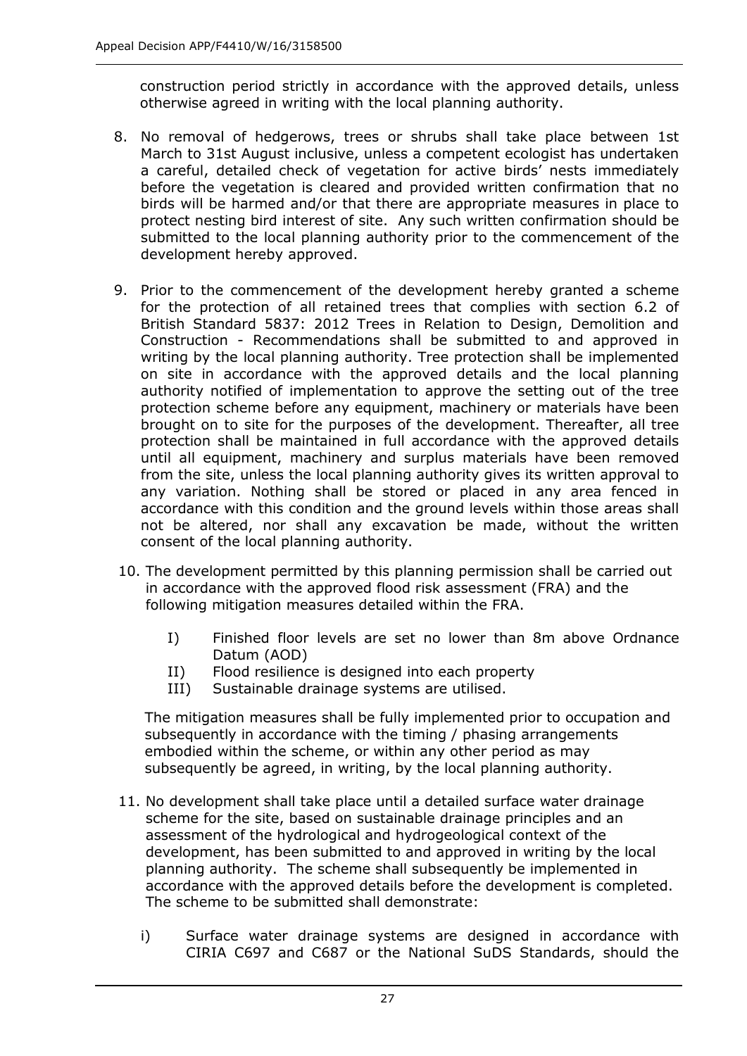construction period strictly in accordance with the approved details, unless otherwise agreed in writing with the local planning authority.

8. No removal of hedgerows, trees or shrubs shall take place between 1st March to 31st August inclusive, unless a competent ecologist has undertaken a careful, detailed check of vegetation for active birds' nests immediately before the vegetation is cleared and provided written confirmation that no birds will be harmed and/or that there are appropriate measures in place to protect nesting bird interest of site. Any such written confirmation should be submitted to the local planning authority prior to the commencement of the development hereby approved.

9. Prior to the commencement of the development hereby granted a scheme for the protection of all retained trees that complies with section 6.2 of British Standard 5837: 2012 Trees in Relation to Design, Demolition and Construction - Recommendations shall be submitted to and approved in writing by the local planning authority. Tree protection shall be implemented on site in accordance with the approved details and the local planning authority notified of implementation to approve the setting out of the tree protection scheme before any equipment, machinery or materials have been brought on to site for the purposes of the development. Thereafter, all tree protection shall be maintained in full accordance with the approved details until all equipment, machinery and surplus materials have been removed from the site, unless the local planning authority gives its written approval to any variation. Nothing shall be stored or placed in any area fenced in accordance with this condition and the ground levels within those areas shall not be altered, nor shall any excavation be made, without the written consent of the local planning authority.

10. The development permitted by this planning permission shall be carried out in accordance with the approved flood risk assessment (FRA) and the following mitigation measures detailed within the FRA.

    I) Finished floor levels are set no lower than 8m above Ordnance Datum (AOD)
    II) Flood resilience is designed into each property
    III) Sustainable drainage systems are utilised.

    The mitigation measures shall be fully implemented prior to occupation and subsequently in accordance with the timing / phasing arrangements embodied within the scheme, or within any other period as may subsequently be agreed, in writing, by the local planning authority.

11. No development shall take place until a detailed surface water drainage scheme for the site, based on sustainable drainage principles and an assessment of the hydrological and hydrogeological context of the development, has been submitted to and approved in writing by the local planning authority. The scheme shall subsequently be implemented in accordance with the approved details before the development is completed. The scheme to be submitted shall demonstrate:

    i) Surface water drainage systems are designed in accordance with CIRIA C697 and C687 or the National SuDS Standards, should the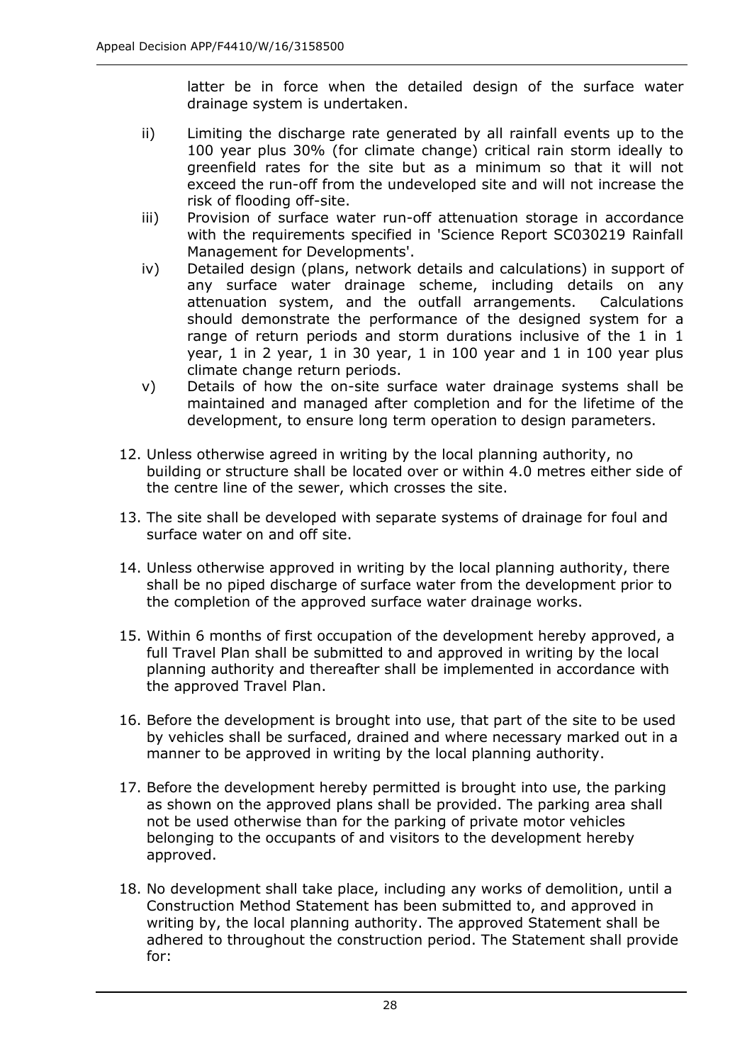latter be in force when the detailed design of the surface water drainage system is undertaken.

ii) Limiting the discharge rate generated by all rainfall events up to the 100 year plus 30% (for climate change) critical rain storm ideally to greenfield rates for the site but as a minimum so that it will not exceed the run-off from the undeveloped site and will not increase the risk of flooding off-site.

iii) Provision of surface water run-off attenuation storage in accordance with the requirements specified in 'Science Report SC030219 Rainfall Management for Developments'.

iv) Detailed design (plans, network details and calculations) in support of any surface water drainage scheme, including details on any attenuation system, and the outfall arrangements. Calculations should demonstrate the performance of the designed system for a range of return periods and storm durations inclusive of the 1 in 1 year, 1 in 2 year, 1 in 30 year, 1 in 100 year and 1 in 100 year plus climate change return periods.

v) Details of how the on-site surface water drainage systems shall be maintained and managed after completion and for the lifetime of the development, to ensure long term operation to design parameters.

12. Unless otherwise agreed in writing by the local planning authority, no building or structure shall be located over or within 4.0 metres either side of the centre line of the sewer, which crosses the site.

13. The site shall be developed with separate systems of drainage for foul and surface water on and off site.

14. Unless otherwise approved in writing by the local planning authority, there shall be no piped discharge of surface water from the development prior to the completion of the approved surface water drainage works.

15. Within 6 months of first occupation of the development hereby approved, a full Travel Plan shall be submitted to and approved in writing by the local planning authority and thereafter shall be implemented in accordance with the approved Travel Plan.

16. Before the development is brought into use, that part of the site to be used by vehicles shall be surfaced, drained and where necessary marked out in a manner to be approved in writing by the local planning authority.

17. Before the development hereby permitted is brought into use, the parking as shown on the approved plans shall be provided. The parking area shall not be used otherwise than for the parking of private motor vehicles belonging to the occupants of and visitors to the development hereby approved.

18. No development shall take place, including any works of demolition, until a Construction Method Statement has been submitted to, and approved in writing by, the local planning authority. The approved Statement shall be adhered to throughout the construction period. The Statement shall provide for: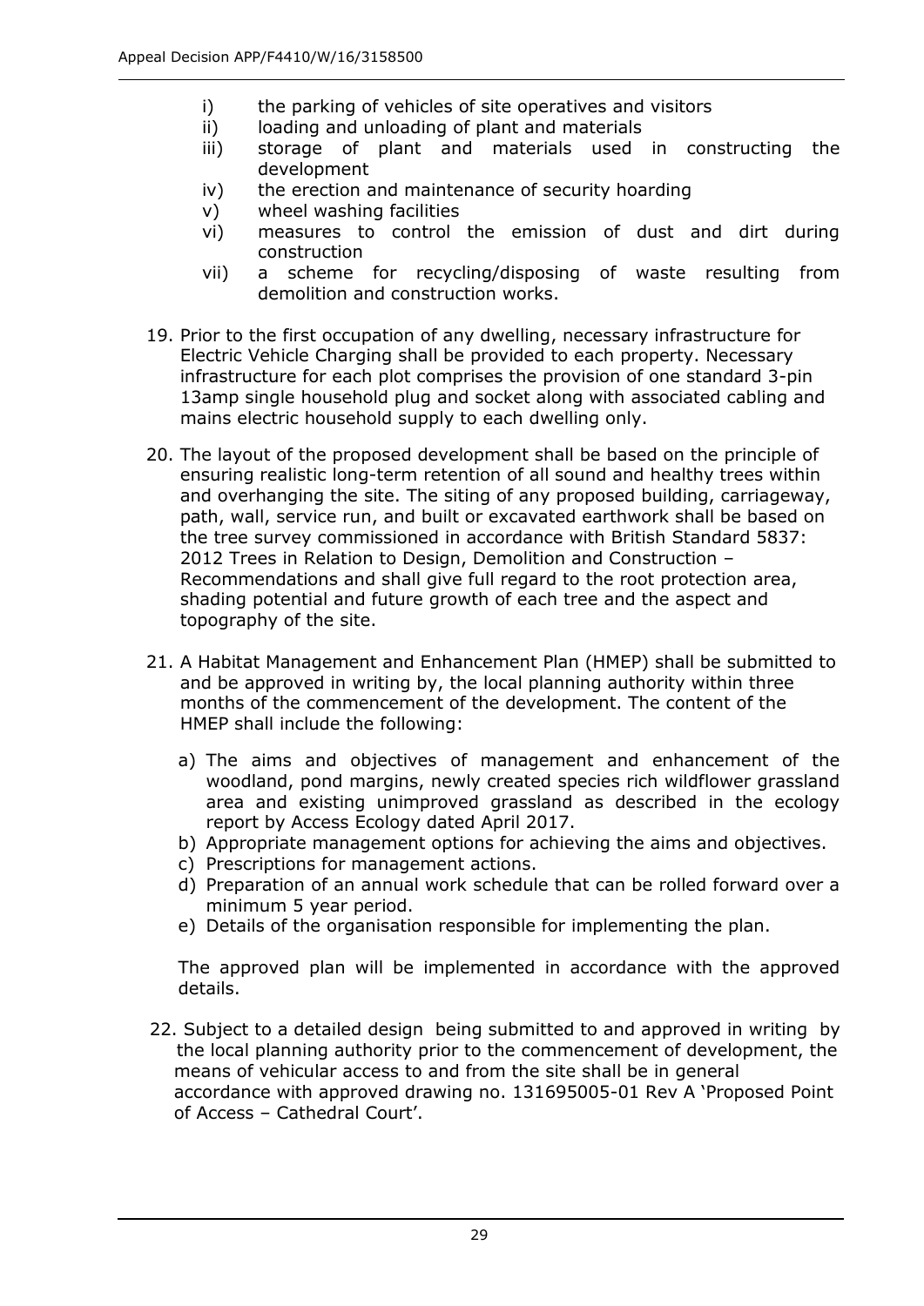i) the parking of vehicles of site operatives and visitors
ii) loading and unloading of plant and materials
iii) storage of plant and materials used in constructing the development
iv) the erection and maintenance of security hoarding
v) wheel washing facilities
vi) measures to control the emission of dust and dirt during construction
vii) a scheme for recycling/disposing of waste resulting from demolition and construction works.

19. Prior to the first occupation of any dwelling, necessary infrastructure for Electric Vehicle Charging shall be provided to each property. Necessary infrastructure for each plot comprises the provision of one standard 3-pin 13amp single household plug and socket along with associated cabling and mains electric household supply to each dwelling only.

20. The layout of the proposed development shall be based on the principle of ensuring realistic long-term retention of all sound and healthy trees within and overhanging the site. The siting of any proposed building, carriageway, path, wall, service run, and built or excavated earthwork shall be based on the tree survey commissioned in accordance with British Standard 5837: 2012 Trees in Relation to Design, Demolition and Construction – Recommendations and shall give full regard to the root protection area, shading potential and future growth of each tree and the aspect and topography of the site.

21. A Habitat Management and Enhancement Plan (HMEP) shall be submitted to and be approved in writing by, the local planning authority within three months of the commencement of the development. The content of the HMEP shall include the following:

    a) The aims and objectives of management and enhancement of the woodland, pond margins, newly created species rich wildflower grassland area and existing unimproved grassland as described in the ecology report by Access Ecology dated April 2017.
    b) Appropriate management options for achieving the aims and objectives.
    c) Prescriptions for management actions.
    d) Preparation of an annual work schedule that can be rolled forward over a minimum 5 year period.
    e) Details of the organisation responsible for implementing the plan.

    The approved plan will be implemented in accordance with the approved details.

22. Subject to a detailed design being submitted to and approved in writing by the local planning authority prior to the commencement of development, the means of vehicular access to and from the site shall be in general accordance with approved drawing no. 131695005-01 Rev A 'Proposed Point of Access – Cathedral Court'.